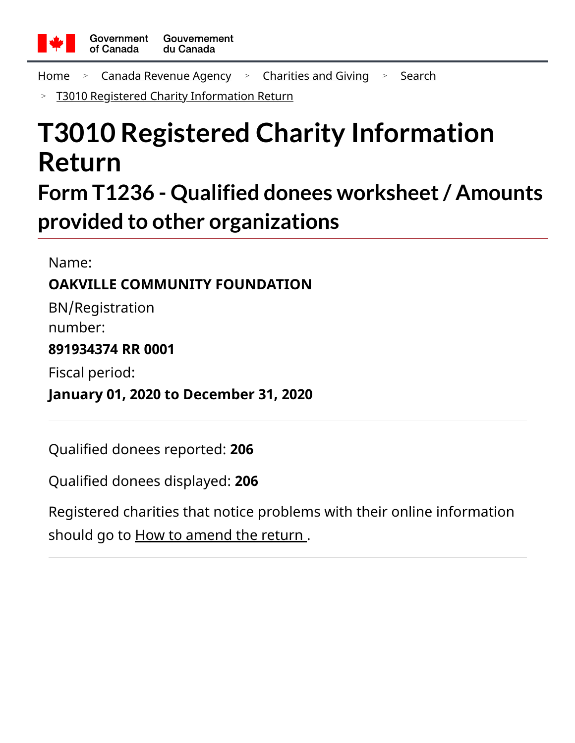Government of Canada Gouvernement du Canada

Home > Canada Revenue Agency > Charities and Giving > Search

> T3010 Registered Charity Information Return

# T3010 Registered Charity Information Return

## Form T1236 - Qualified donees worksheet / Amounts provided to other organizations

Name:

**OAKVILLE COMMUNITY FOUNDATION**

BN/Registration number:

**891934374 RR 0001**

Fiscal period:

**January 01, 2020 to December 31, 2020**

Qualified donees reported: **206**

Qualified donees displayed: **206**

Registered charities that notice problems with their online information should go to How to amend the return .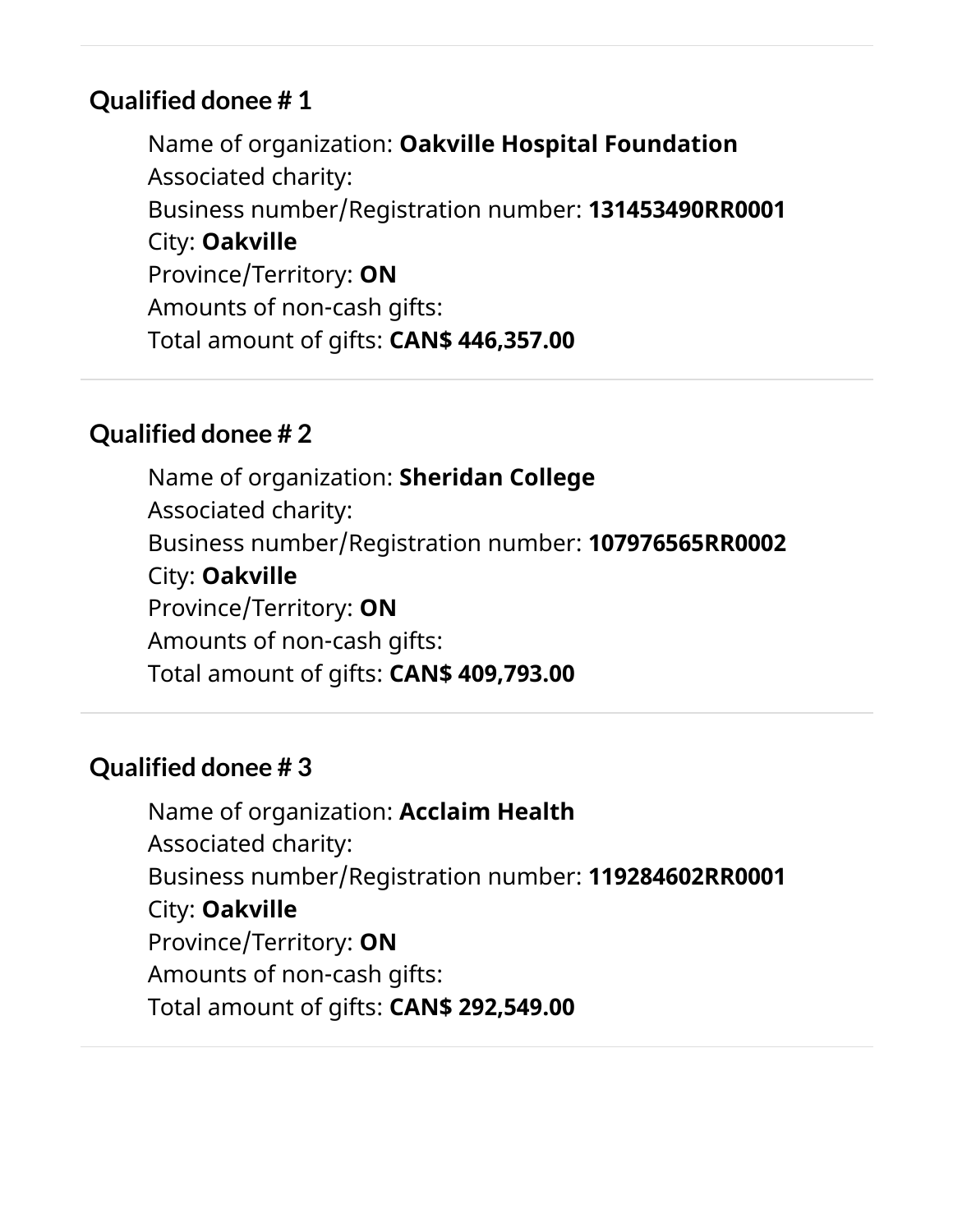## Qualified donee # 1

Name of organization: **Oakville Hospital Foundation**
Associated charity:
Business number/Registration number: **131453490RR0001**
City: **Oakville**
Province/Territory: **ON**
Amounts of non-cash gifts:
Total amount of gifts: **CAN$ 446,357.00**

## Qualified donee # 2

Name of organization: **Sheridan College**
Associated charity:
Business number/Registration number: **107976565RR0002**
City: **Oakville**
Province/Territory: **ON**
Amounts of non-cash gifts:
Total amount of gifts: **CAN$ 409,793.00**

## Qualified donee # 3

Name of organization: **Acclaim Health**
Associated charity:
Business number/Registration number: **119284602RR0001**
City: **Oakville**
Province/Territory: **ON**
Amounts of non-cash gifts:
Total amount of gifts: **CAN$ 292,549.00**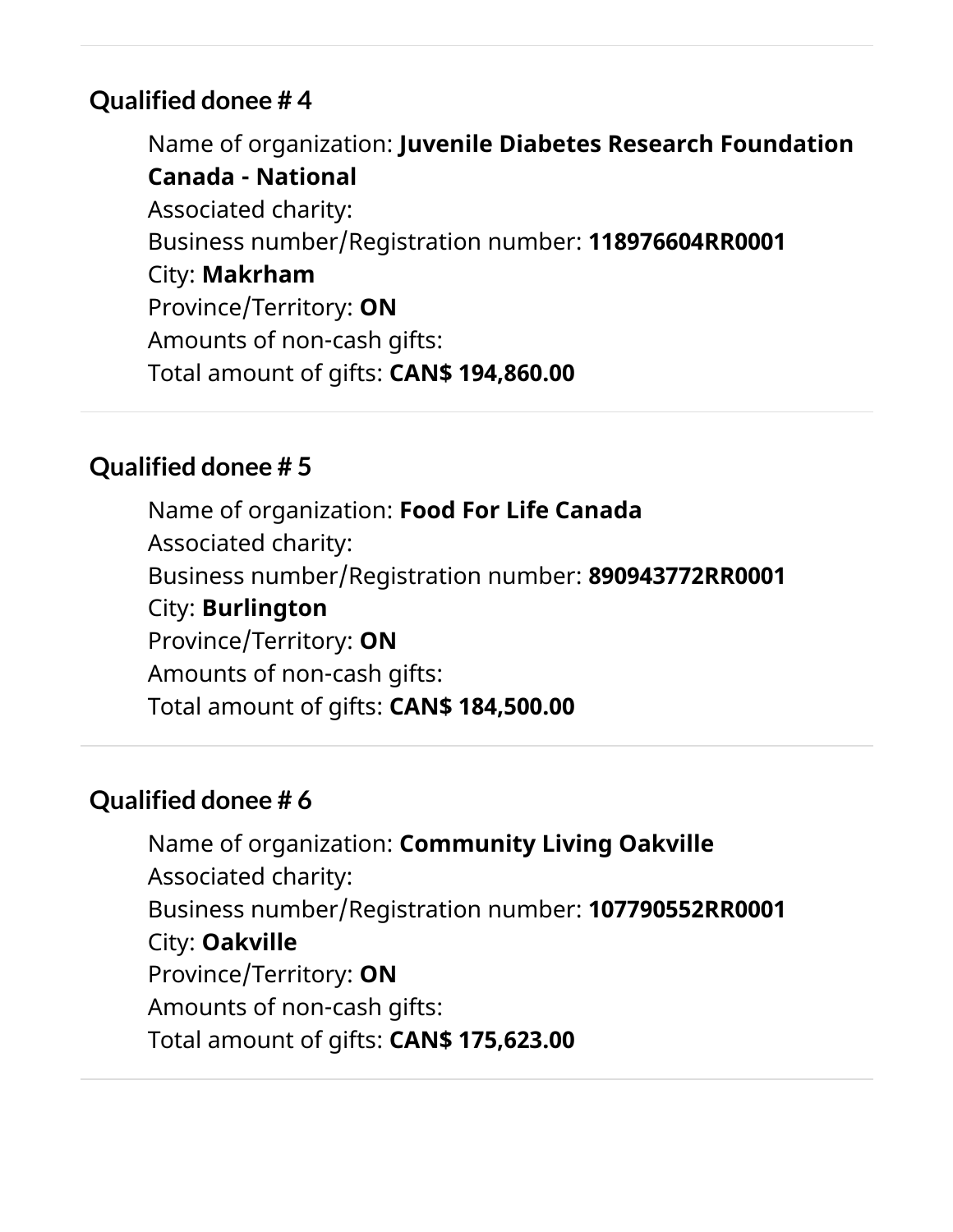## Qualified donee # 4

Name of organization: **Juvenile Diabetes Research Foundation Canada - National**
Associated charity:
Business number/Registration number: **118976604RR0001**
City: **Makrham**
Province/Territory: **ON**
Amounts of non-cash gifts:
Total amount of gifts: **CAN$ 194,860.00**

## Qualified donee # 5

Name of organization: **Food For Life Canada**
Associated charity:
Business number/Registration number: **890943772RR0001**
City: **Burlington**
Province/Territory: **ON**
Amounts of non-cash gifts:
Total amount of gifts: **CAN$ 184,500.00**

## Qualified donee # 6

Name of organization: **Community Living Oakville**
Associated charity:
Business number/Registration number: **107790552RR0001**
City: **Oakville**
Province/Territory: **ON**
Amounts of non-cash gifts:
Total amount of gifts: **CAN$ 175,623.00**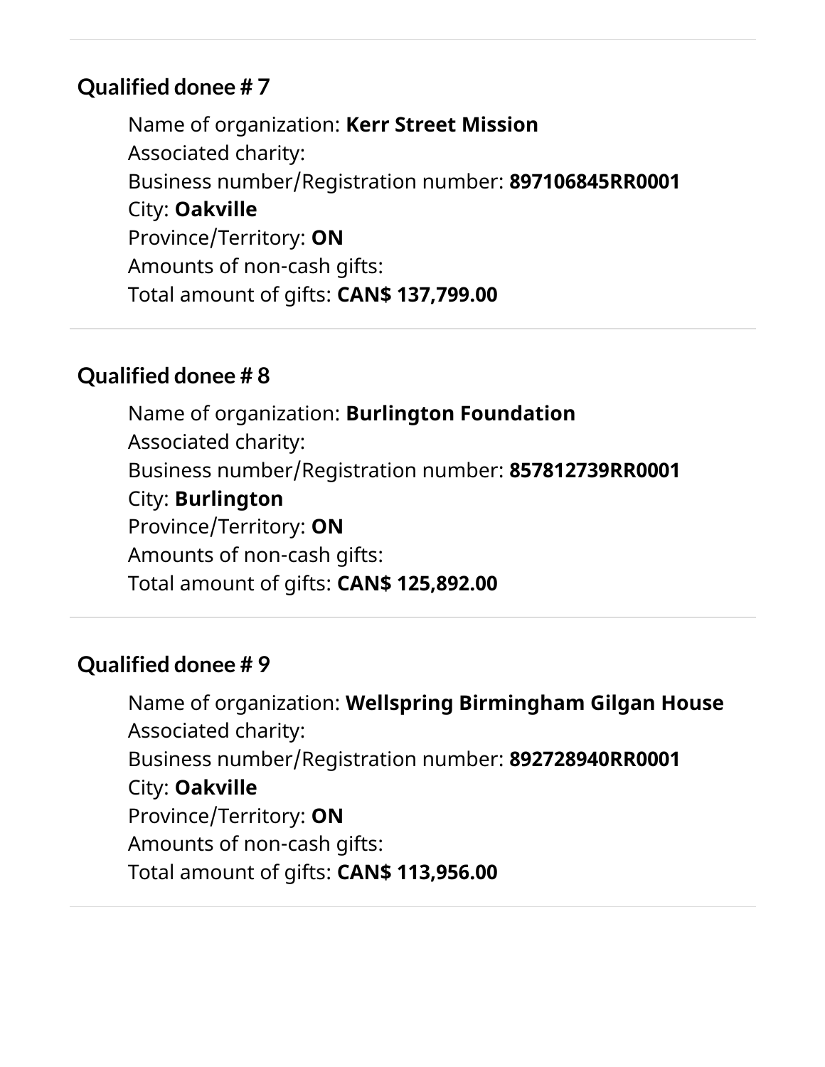## Qualified donee # 7

Name of organization: **Kerr Street Mission**
Associated charity:
Business number/Registration number: **897106845RR0001**
City: **Oakville**
Province/Territory: **ON**
Amounts of non-cash gifts:
Total amount of gifts: **CAN$ 137,799.00**

---

## Qualified donee # 8

Name of organization: **Burlington Foundation**
Associated charity:
Business number/Registration number: **857812739RR0001**
City: **Burlington**
Province/Territory: **ON**
Amounts of non-cash gifts:
Total amount of gifts: **CAN$ 125,892.00**

---

## Qualified donee # 9

Name of organization: **Wellspring Birmingham Gilgan House**
Associated charity:
Business number/Registration number: **892728940RR0001**
City: **Oakville**
Province/Territory: **ON**
Amounts of non-cash gifts:
Total amount of gifts: **CAN$ 113,956.00**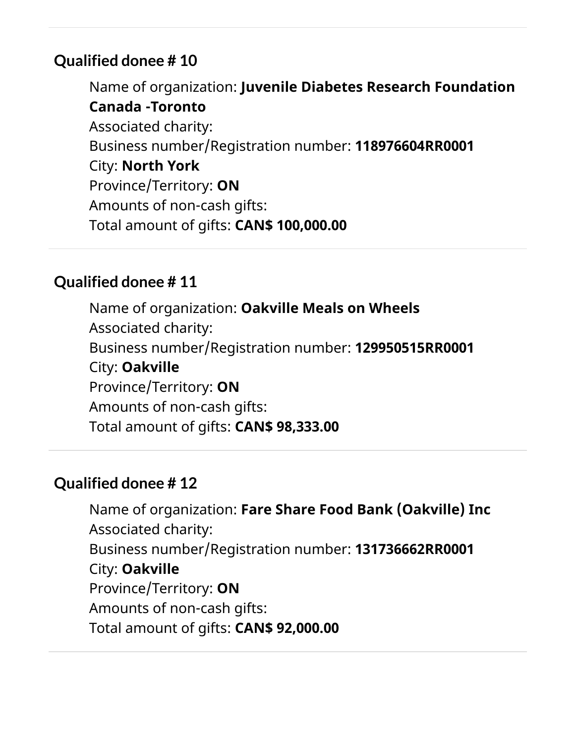### Qualified donee # 10

Name of organization: **Juvenile Diabetes Research Foundation Canada -Toronto**
Associated charity:
Business number/Registration number: **118976604RR0001**
City: **North York**
Province/Territory: **ON**
Amounts of non-cash gifts:
Total amount of gifts: **CAN$ 100,000.00**

### Qualified donee # 11

Name of organization: **Oakville Meals on Wheels**
Associated charity:
Business number/Registration number: **129950515RR0001**
City: **Oakville**
Province/Territory: **ON**
Amounts of non-cash gifts:
Total amount of gifts: **CAN$ 98,333.00**

### Qualified donee # 12

Name of organization: **Fare Share Food Bank (Oakville) Inc**
Associated charity:
Business number/Registration number: **131736662RR0001**
City: **Oakville**
Province/Territory: **ON**
Amounts of non-cash gifts:
Total amount of gifts: **CAN$ 92,000.00**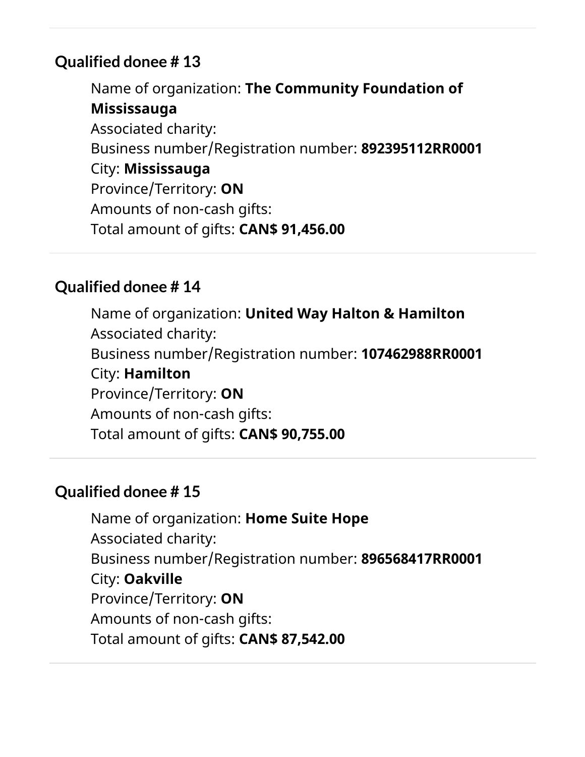## Qualified donee # 13

Name of organization: **The Community Foundation of Mississauga**
Associated charity:
Business number/Registration number: **892395112RR0001**
City: **Mississauga**
Province/Territory: **ON**
Amounts of non-cash gifts:
Total amount of gifts: **CAN$ 91,456.00**

## Qualified donee # 14

Name of organization: **United Way Halton & Hamilton**
Associated charity:
Business number/Registration number: **107462988RR0001**
City: **Hamilton**
Province/Territory: **ON**
Amounts of non-cash gifts:
Total amount of gifts: **CAN$ 90,755.00**

## Qualified donee # 15

Name of organization: **Home Suite Hope**
Associated charity:
Business number/Registration number: **896568417RR0001**
City: **Oakville**
Province/Territory: **ON**
Amounts of non-cash gifts:
Total amount of gifts: **CAN$ 87,542.00**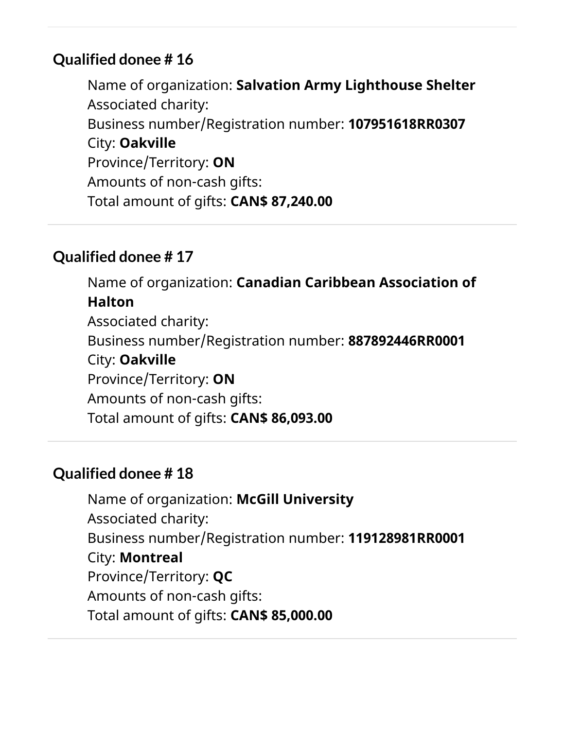### Qualified donee # 16

Name of organization: **Salvation Army Lighthouse Shelter**
Associated charity:
Business number/Registration number: **107951618RR0307**
City: **Oakville**
Province/Territory: **ON**
Amounts of non-cash gifts:
Total amount of gifts: **CAN$ 87,240.00**

### Qualified donee # 17

Name of organization: **Canadian Caribbean Association of Halton**
Associated charity:
Business number/Registration number: **887892446RR0001**
City: **Oakville**
Province/Territory: **ON**
Amounts of non-cash gifts:
Total amount of gifts: **CAN$ 86,093.00**

### Qualified donee # 18

Name of organization: **McGill University**
Associated charity:
Business number/Registration number: **119128981RR0001**
City: **Montreal**
Province/Territory: **QC**
Amounts of non-cash gifts:
Total amount of gifts: **CAN$ 85,000.00**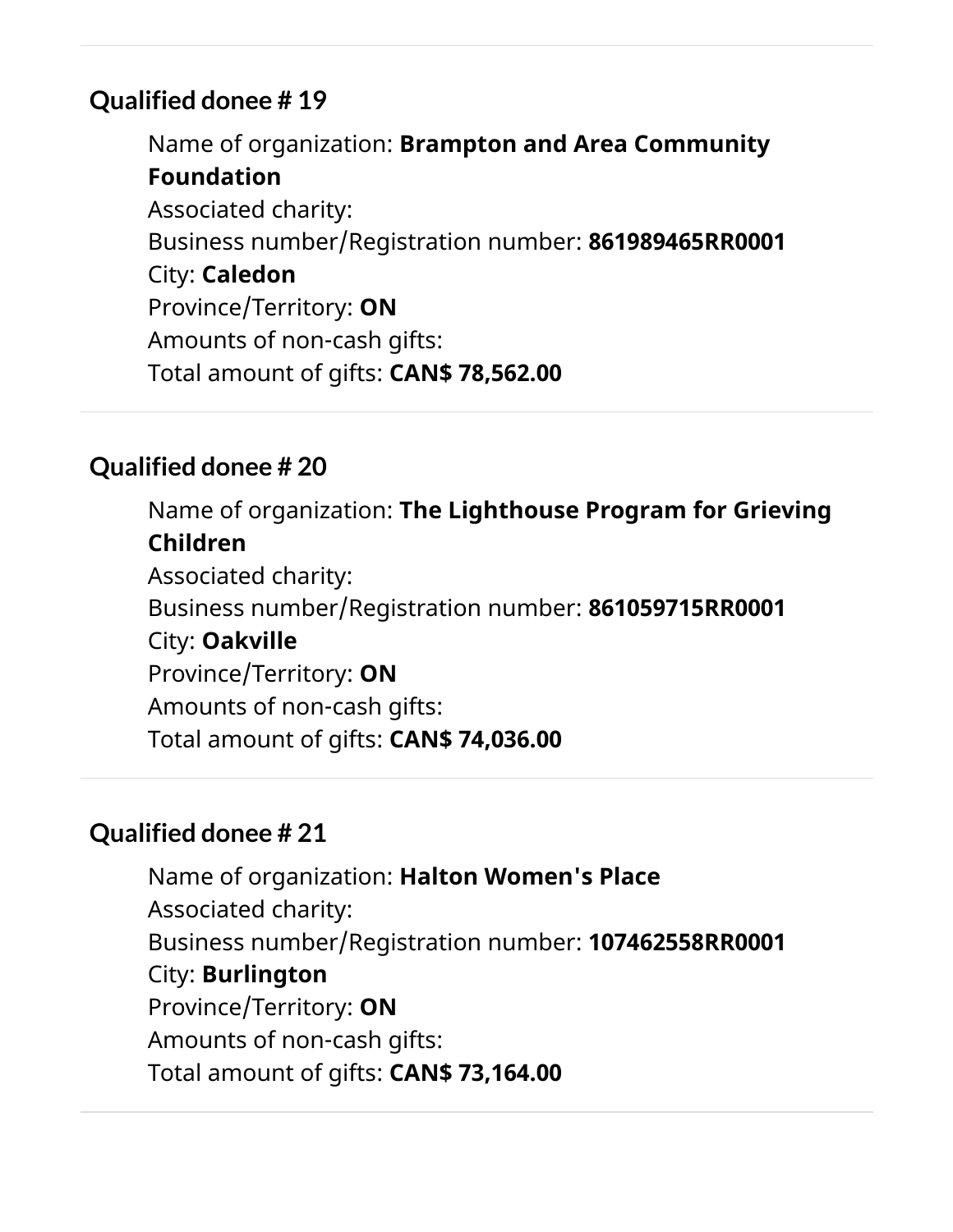### Qualified donee # 19

Name of organization: **Brampton and Area Community Foundation**
Associated charity:
Business number/Registration number: **861989465RR0001**
City: **Caledon**
Province/Territory: **ON**
Amounts of non-cash gifts:
Total amount of gifts: **CAN$ 78,562.00**

### Qualified donee # 20

Name of organization: **The Lighthouse Program for Grieving Children**
Associated charity:
Business number/Registration number: **861059715RR0001**
City: **Oakville**
Province/Territory: **ON**
Amounts of non-cash gifts:
Total amount of gifts: **CAN$ 74,036.00**

### Qualified donee # 21

Name of organization: **Halton Women's Place**
Associated charity:
Business number/Registration number: **107462558RR0001**
City: **Burlington**
Province/Territory: **ON**
Amounts of non-cash gifts:
Total amount of gifts: **CAN$ 73,164.00**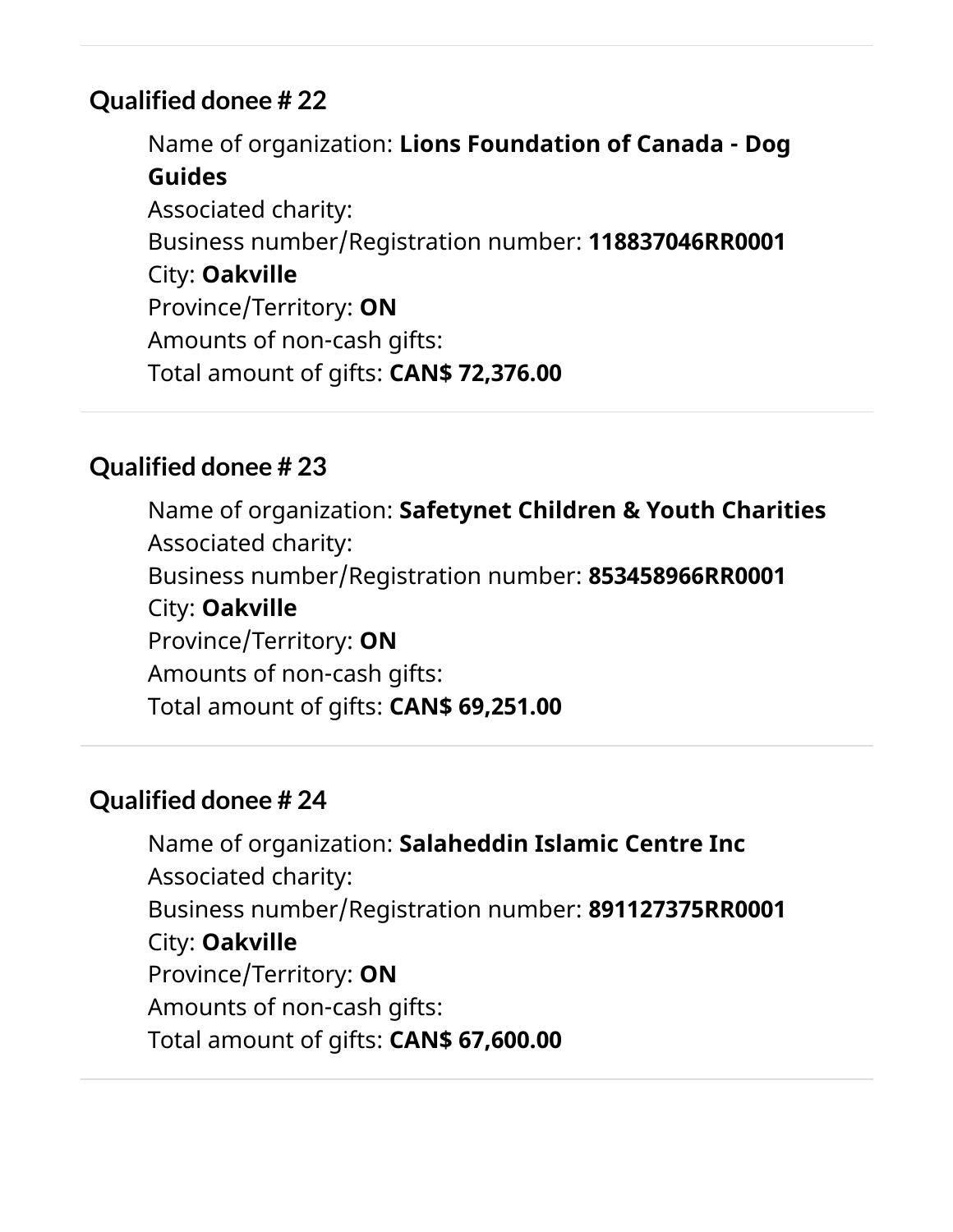### Qualified donee # 22

Name of organization: **Lions Foundation of Canada - Dog Guides**
Associated charity:
Business number/Registration number: **118837046RR0001**
City: **Oakville**
Province/Territory: **ON**
Amounts of non-cash gifts:
Total amount of gifts: **CAN$ 72,376.00**

### Qualified donee # 23

Name of organization: **Safetynet Children & Youth Charities**
Associated charity:
Business number/Registration number: **853458966RR0001**
City: **Oakville**
Province/Territory: **ON**
Amounts of non-cash gifts:
Total amount of gifts: **CAN$ 69,251.00**

### Qualified donee # 24

Name of organization: **Salaheddin Islamic Centre Inc**
Associated charity:
Business number/Registration number: **891127375RR0001**
City: **Oakville**
Province/Territory: **ON**
Amounts of non-cash gifts:
Total amount of gifts: **CAN$ 67,600.00**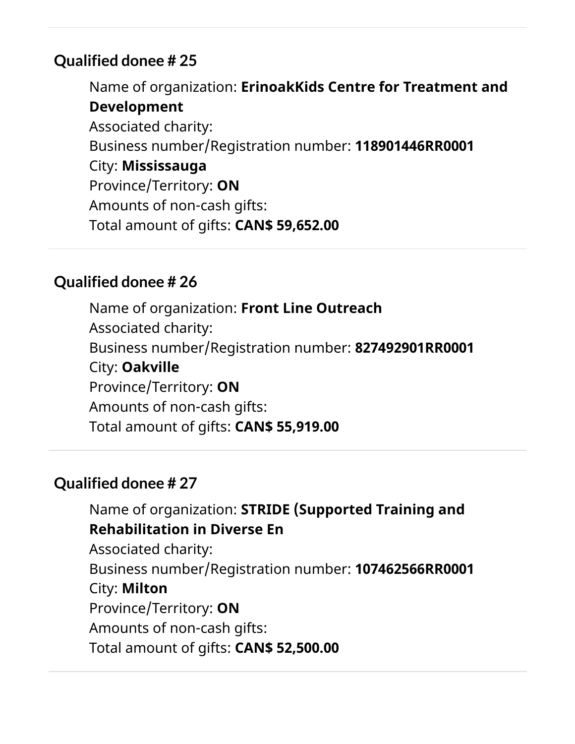### Qualified donee # 25

Name of organization: **ErinoakKids Centre for Treatment and Development**
Associated charity:
Business number/Registration number: **118901446RR0001**
City: **Mississauga**
Province/Territory: **ON**
Amounts of non-cash gifts:
Total amount of gifts: **CAN$ 59,652.00**

### Qualified donee # 26

Name of organization: **Front Line Outreach**
Associated charity:
Business number/Registration number: **827492901RR0001**
City: **Oakville**
Province/Territory: **ON**
Amounts of non-cash gifts:
Total amount of gifts: **CAN$ 55,919.00**

### Qualified donee # 27

Name of organization: **STRIDE (Supported Training and Rehabilitation in Diverse En**
Associated charity:
Business number/Registration number: **107462566RR0001**
City: **Milton**
Province/Territory: **ON**
Amounts of non-cash gifts:
Total amount of gifts: **CAN$ 52,500.00**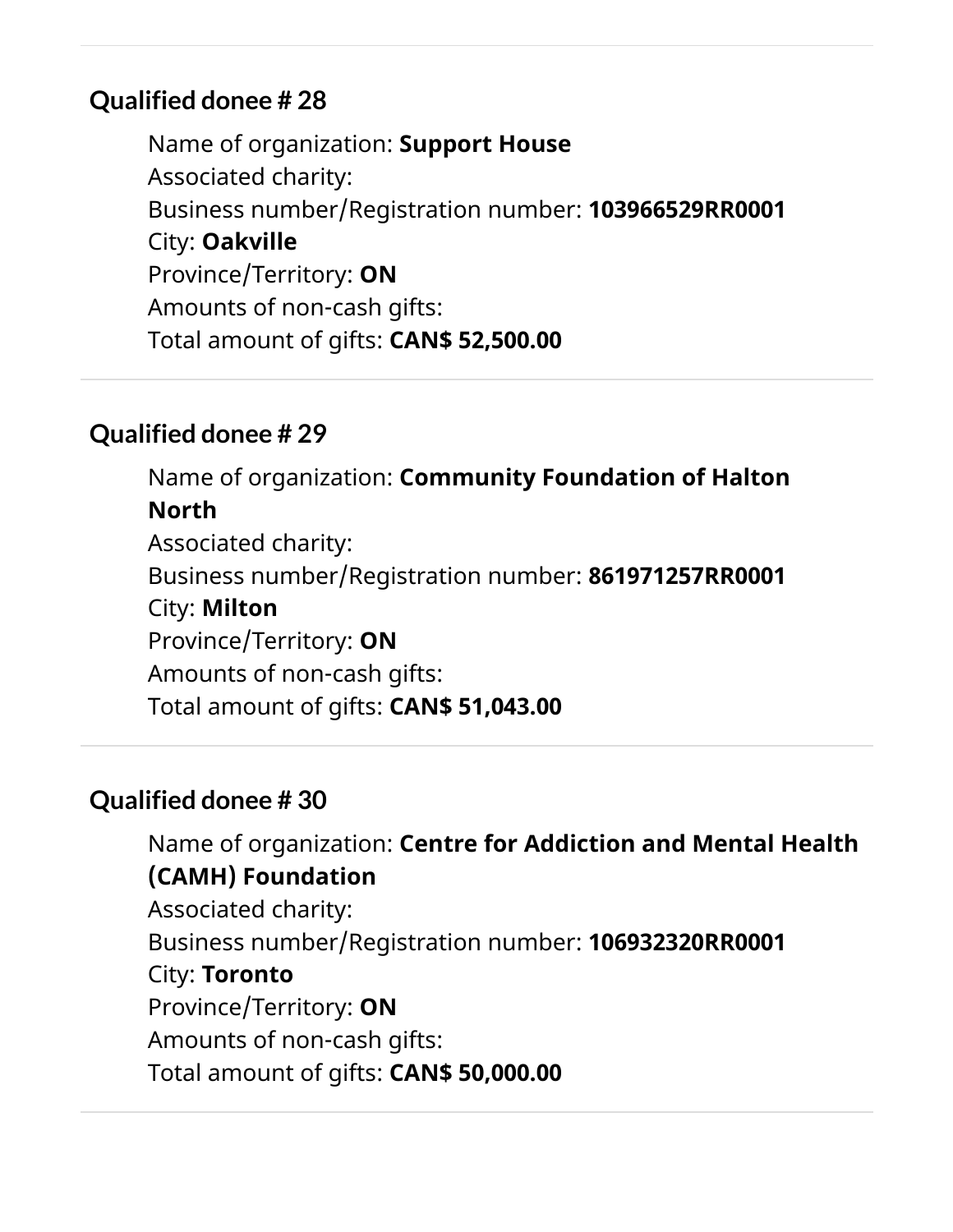## Qualified donee # 28

Name of organization: **Support House**
Associated charity:
Business number/Registration number: **103966529RR0001**
City: **Oakville**
Province/Territory: **ON**
Amounts of non-cash gifts:
Total amount of gifts: **CAN$ 52,500.00**

## Qualified donee # 29

Name of organization: **Community Foundation of Halton North**
Associated charity:
Business number/Registration number: **861971257RR0001**
City: **Milton**
Province/Territory: **ON**
Amounts of non-cash gifts:
Total amount of gifts: **CAN$ 51,043.00**

## Qualified donee # 30

Name of organization: **Centre for Addiction and Mental Health (CAMH) Foundation**
Associated charity:
Business number/Registration number: **106932320RR0001**
City: **Toronto**
Province/Territory: **ON**
Amounts of non-cash gifts:
Total amount of gifts: **CAN$ 50,000.00**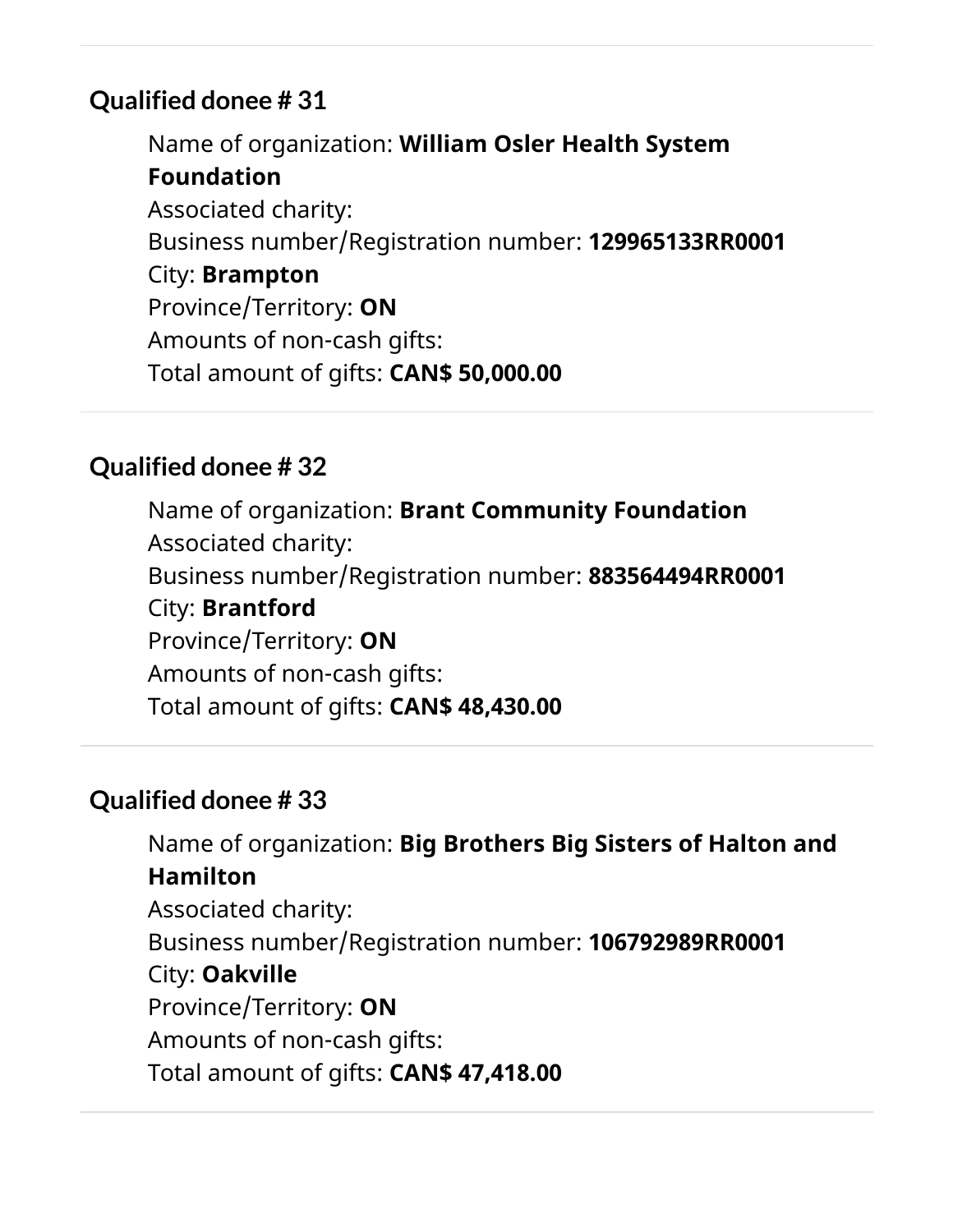## Qualified donee # 31

Name of organization: **William Osler Health System Foundation**
Associated charity:
Business number/Registration number: **129965133RR0001**
City: **Brampton**
Province/Territory: **ON**
Amounts of non-cash gifts:
Total amount of gifts: **CAN$ 50,000.00**

## Qualified donee # 32

Name of organization: **Brant Community Foundation**
Associated charity:
Business number/Registration number: **883564494RR0001**
City: **Brantford**
Province/Territory: **ON**
Amounts of non-cash gifts:
Total amount of gifts: **CAN$ 48,430.00**

## Qualified donee # 33

Name of organization: **Big Brothers Big Sisters of Halton and Hamilton**
Associated charity:
Business number/Registration number: **106792989RR0001**
City: **Oakville**
Province/Territory: **ON**
Amounts of non-cash gifts:
Total amount of gifts: **CAN$ 47,418.00**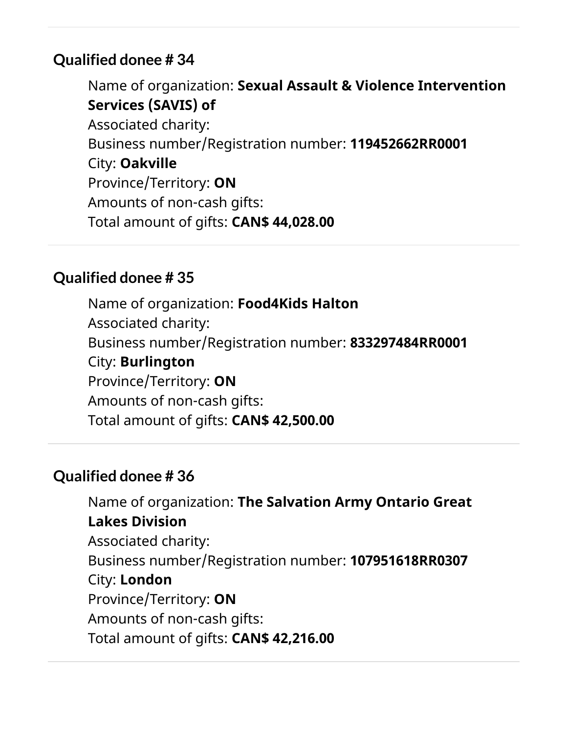### Qualified donee # 34

Name of organization: **Sexual Assault & Violence Intervention Services (SAVIS) of**
Associated charity:
Business number/Registration number: **119452662RR0001**
City: **Oakville**
Province/Territory: **ON**
Amounts of non-cash gifts:
Total amount of gifts: **CAN$ 44,028.00**

### Qualified donee # 35

Name of organization: **Food4Kids Halton**
Associated charity:
Business number/Registration number: **833297484RR0001**
City: **Burlington**
Province/Territory: **ON**
Amounts of non-cash gifts:
Total amount of gifts: **CAN$ 42,500.00**

### Qualified donee # 36

Name of organization: **The Salvation Army Ontario Great Lakes Division**
Associated charity:
Business number/Registration number: **107951618RR0307**
City: **London**
Province/Territory: **ON**
Amounts of non-cash gifts:
Total amount of gifts: **CAN$ 42,216.00**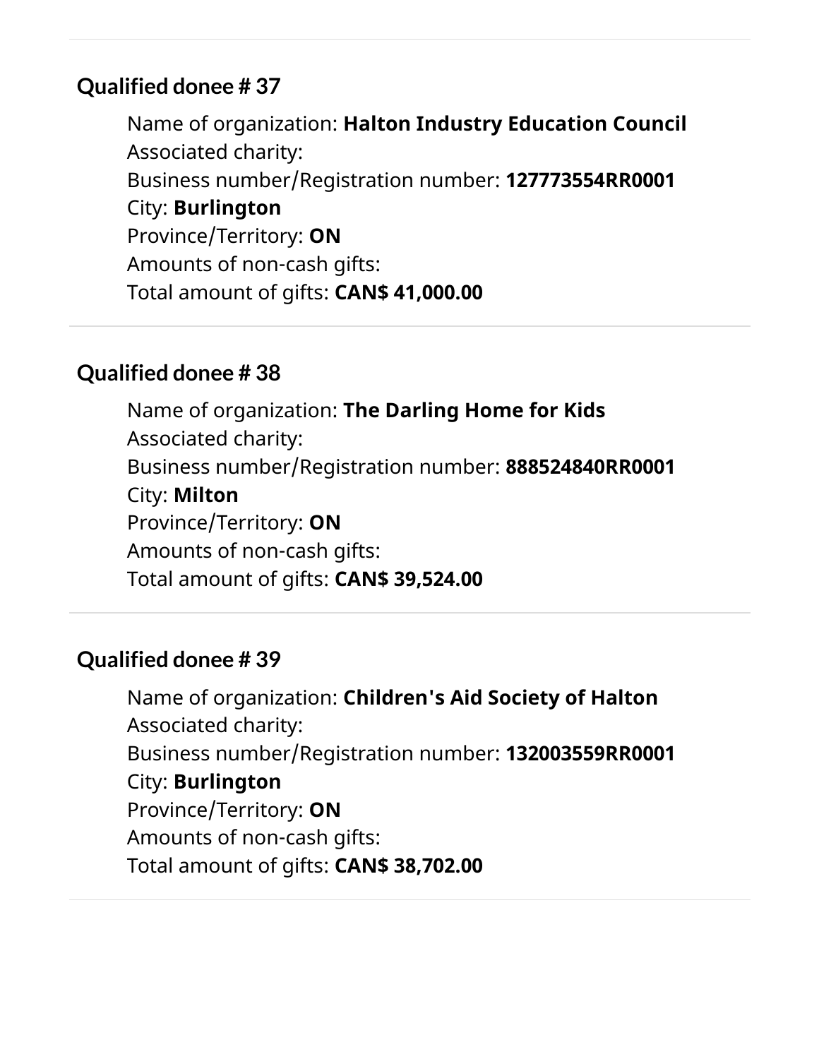### Qualified donee # 37

Name of organization: **Halton Industry Education Council**
Associated charity:
Business number/Registration number: **127773554RR0001**
City: **Burlington**
Province/Territory: **ON**
Amounts of non-cash gifts:
Total amount of gifts: **CAN$ 41,000.00**

### Qualified donee # 38

Name of organization: **The Darling Home for Kids**
Associated charity:
Business number/Registration number: **888524840RR0001**
City: **Milton**
Province/Territory: **ON**
Amounts of non-cash gifts:
Total amount of gifts: **CAN$ 39,524.00**

### Qualified donee # 39

Name of organization: **Children's Aid Society of Halton**
Associated charity:
Business number/Registration number: **132003559RR0001**
City: **Burlington**
Province/Territory: **ON**
Amounts of non-cash gifts:
Total amount of gifts: **CAN$ 38,702.00**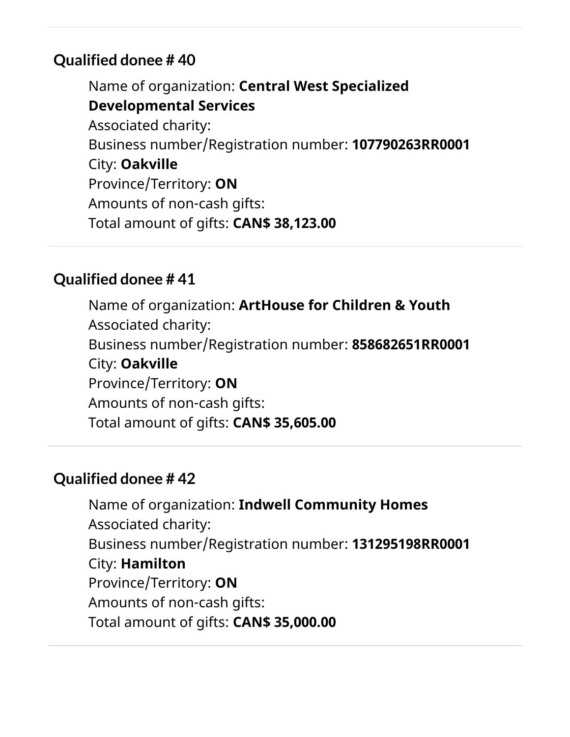### Qualified donee # 40

Name of organization: **Central West Specialized Developmental Services**
Associated charity:
Business number/Registration number: **107790263RR0001**
City: **Oakville**
Province/Territory: **ON**
Amounts of non-cash gifts:
Total amount of gifts: **CAN$ 38,123.00**

### Qualified donee # 41

Name of organization: **ArtHouse for Children & Youth**
Associated charity:
Business number/Registration number: **858682651RR0001**
City: **Oakville**
Province/Territory: **ON**
Amounts of non-cash gifts:
Total amount of gifts: **CAN$ 35,605.00**

### Qualified donee # 42

Name of organization: **Indwell Community Homes**
Associated charity:
Business number/Registration number: **131295198RR0001**
City: **Hamilton**
Province/Territory: **ON**
Amounts of non-cash gifts:
Total amount of gifts: **CAN$ 35,000.00**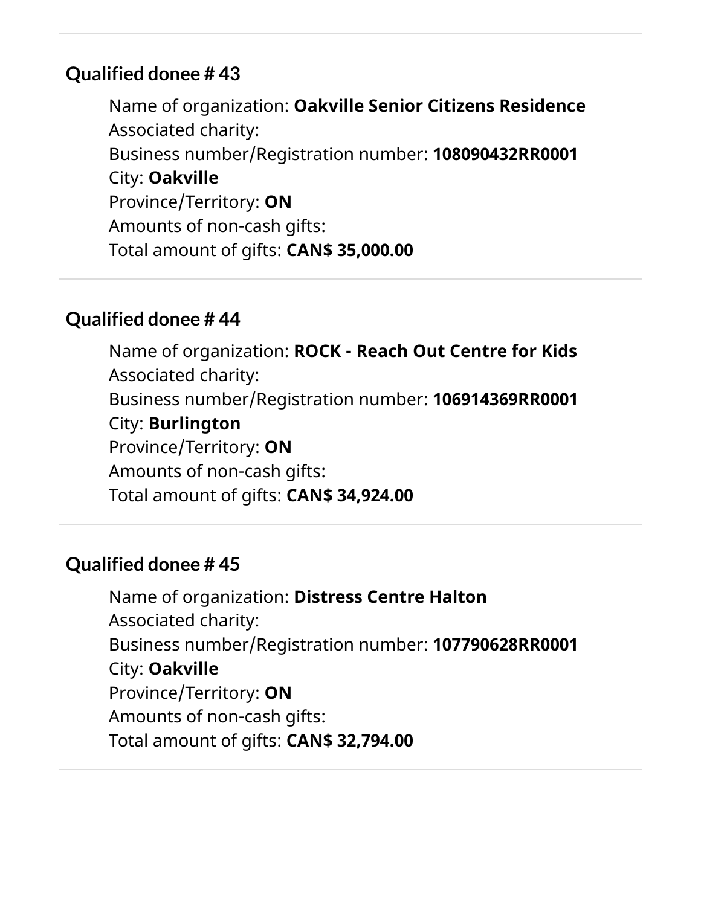### Qualified donee # 43

Name of organization: **Oakville Senior Citizens Residence**
Associated charity:
Business number/Registration number: **108090432RR0001**
City: **Oakville**
Province/Territory: **ON**
Amounts of non-cash gifts:
Total amount of gifts: **CAN$ 35,000.00**

### Qualified donee # 44

Name of organization: **ROCK - Reach Out Centre for Kids**
Associated charity:
Business number/Registration number: **106914369RR0001**
City: **Burlington**
Province/Territory: **ON**
Amounts of non-cash gifts:
Total amount of gifts: **CAN$ 34,924.00**

### Qualified donee # 45

Name of organization: **Distress Centre Halton**
Associated charity:
Business number/Registration number: **107790628RR0001**
City: **Oakville**
Province/Territory: **ON**
Amounts of non-cash gifts:
Total amount of gifts: **CAN$ 32,794.00**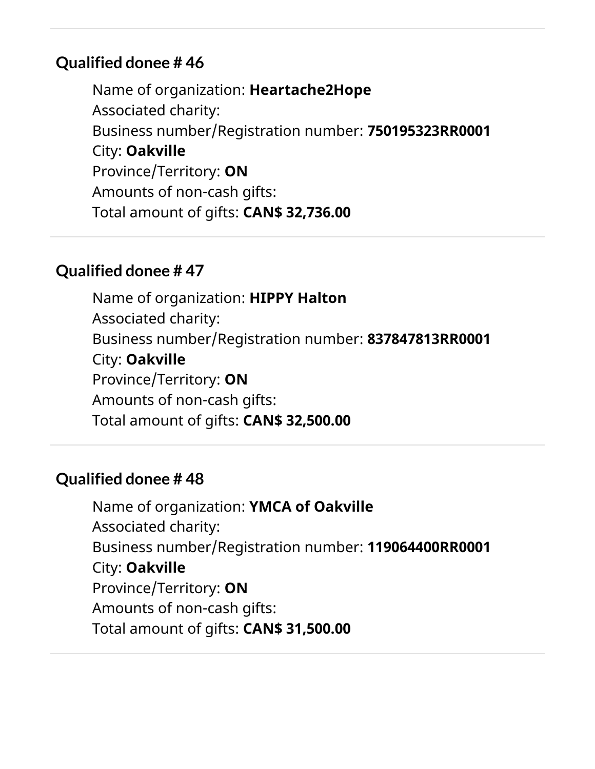### Qualified donee # 46

Name of organization: **Heartache2Hope**
Associated charity:
Business number/Registration number: **750195323RR0001**
City: **Oakville**
Province/Territory: **ON**
Amounts of non-cash gifts:
Total amount of gifts: **CAN$ 32,736.00**

### Qualified donee # 47

Name of organization: **HIPPY Halton**
Associated charity:
Business number/Registration number: **837847813RR0001**
City: **Oakville**
Province/Territory: **ON**
Amounts of non-cash gifts:
Total amount of gifts: **CAN$ 32,500.00**

### Qualified donee # 48

Name of organization: **YMCA of Oakville**
Associated charity:
Business number/Registration number: **119064400RR0001**
City: **Oakville**
Province/Territory: **ON**
Amounts of non-cash gifts:
Total amount of gifts: **CAN$ 31,500.00**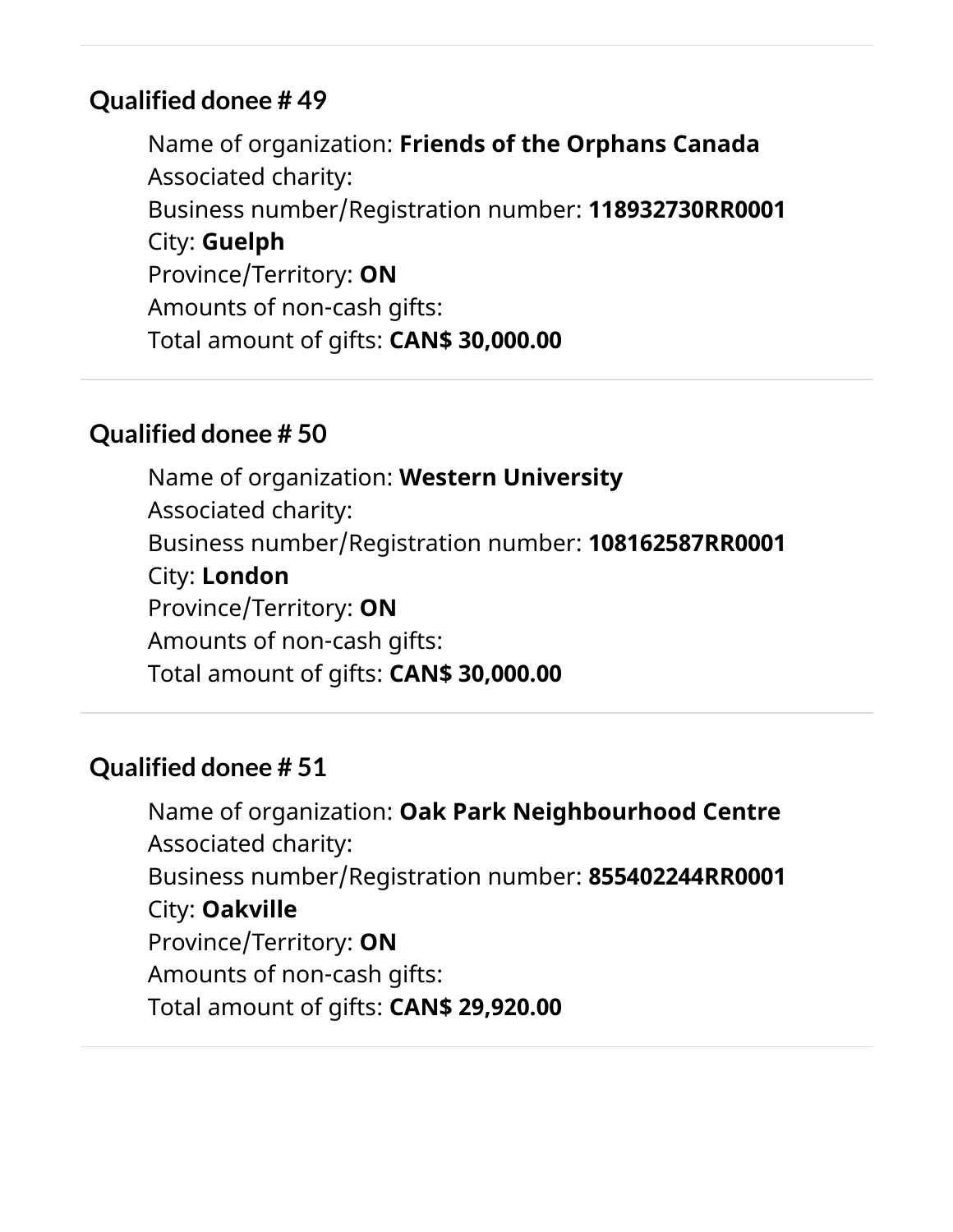### Qualified donee # 49

Name of organization: **Friends of the Orphans Canada**
Associated charity:
Business number/Registration number: **118932730RR0001**
City: **Guelph**
Province/Territory: **ON**
Amounts of non-cash gifts:
Total amount of gifts: **CAN$ 30,000.00**

---

### Qualified donee # 50

Name of organization: **Western University**
Associated charity:
Business number/Registration number: **108162587RR0001**
City: **London**
Province/Territory: **ON**
Amounts of non-cash gifts:
Total amount of gifts: **CAN$ 30,000.00**

---

### Qualified donee # 51

Name of organization: **Oak Park Neighbourhood Centre**
Associated charity:
Business number/Registration number: **855402244RR0001**
City: **Oakville**
Province/Territory: **ON**
Amounts of non-cash gifts:
Total amount of gifts: **CAN$ 29,920.00**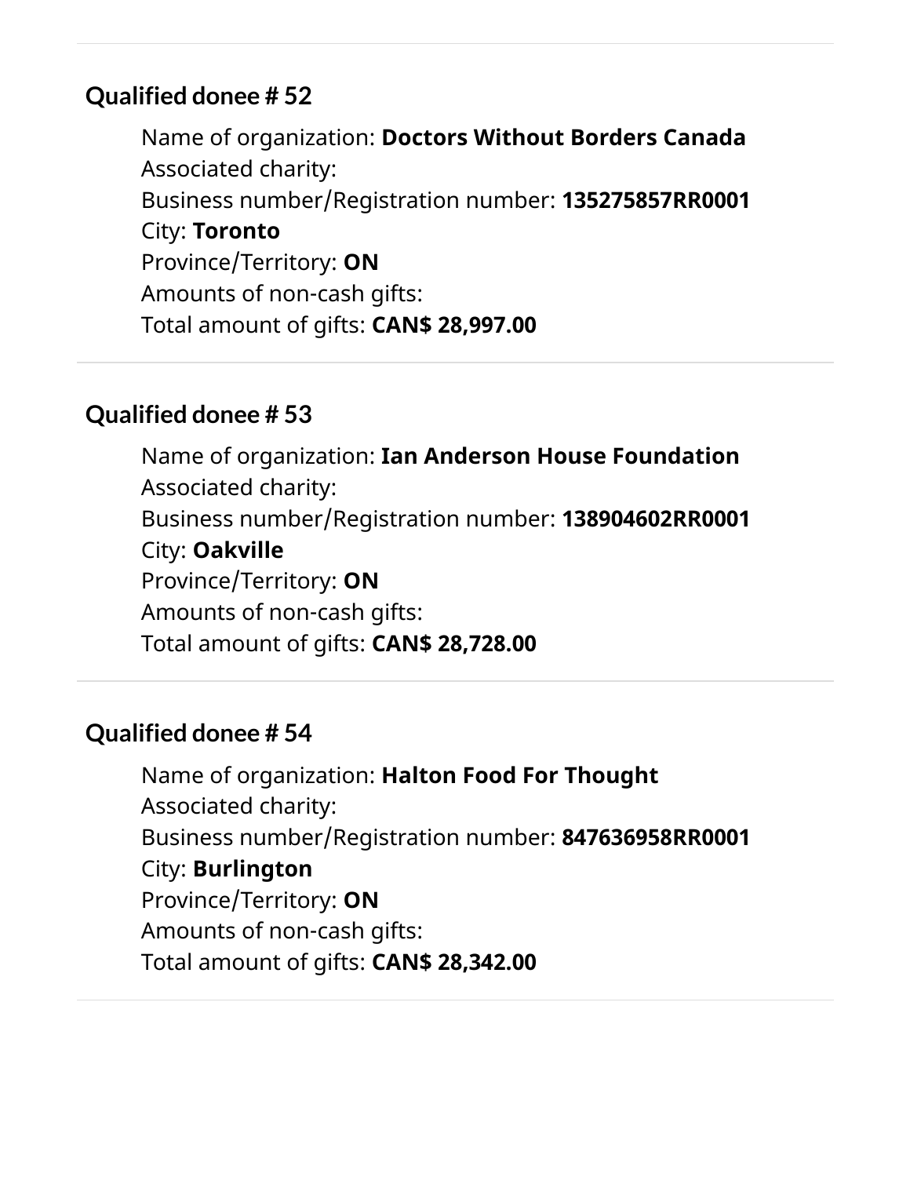### Qualified donee # 52

Name of organization: **Doctors Without Borders Canada**
Associated charity:
Business number/Registration number: **135275857RR0001**
City: **Toronto**
Province/Territory: **ON**
Amounts of non-cash gifts:
Total amount of gifts: **CAN$ 28,997.00**

---

### Qualified donee # 53

Name of organization: **Ian Anderson House Foundation**
Associated charity:
Business number/Registration number: **138904602RR0001**
City: **Oakville**
Province/Territory: **ON**
Amounts of non-cash gifts:
Total amount of gifts: **CAN$ 28,728.00**

---

### Qualified donee # 54

Name of organization: **Halton Food For Thought**
Associated charity:
Business number/Registration number: **847636958RR0001**
City: **Burlington**
Province/Territory: **ON**
Amounts of non-cash gifts:
Total amount of gifts: **CAN$ 28,342.00**

---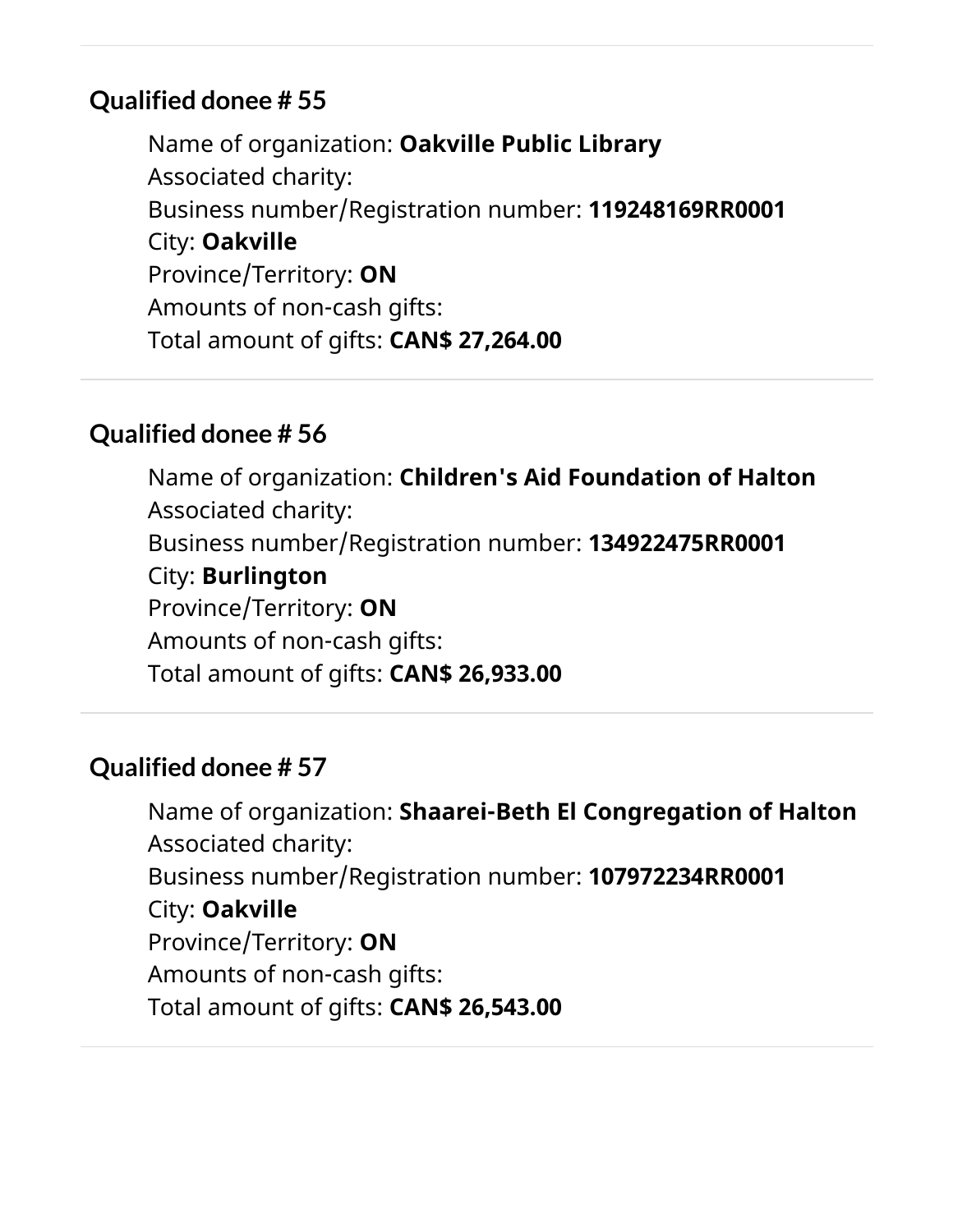## Qualified donee # 55

Name of organization: **Oakville Public Library**
Associated charity:
Business number/Registration number: **119248169RR0001**
City: **Oakville**
Province/Territory: **ON**
Amounts of non-cash gifts:
Total amount of gifts: **CAN$ 27,264.00**

## Qualified donee # 56

Name of organization: **Children's Aid Foundation of Halton**
Associated charity:
Business number/Registration number: **134922475RR0001**
City: **Burlington**
Province/Territory: **ON**
Amounts of non-cash gifts:
Total amount of gifts: **CAN$ 26,933.00**

## Qualified donee # 57

Name of organization: **Shaarei-Beth El Congregation of Halton**
Associated charity:
Business number/Registration number: **107972234RR0001**
City: **Oakville**
Province/Territory: **ON**
Amounts of non-cash gifts:
Total amount of gifts: **CAN$ 26,543.00**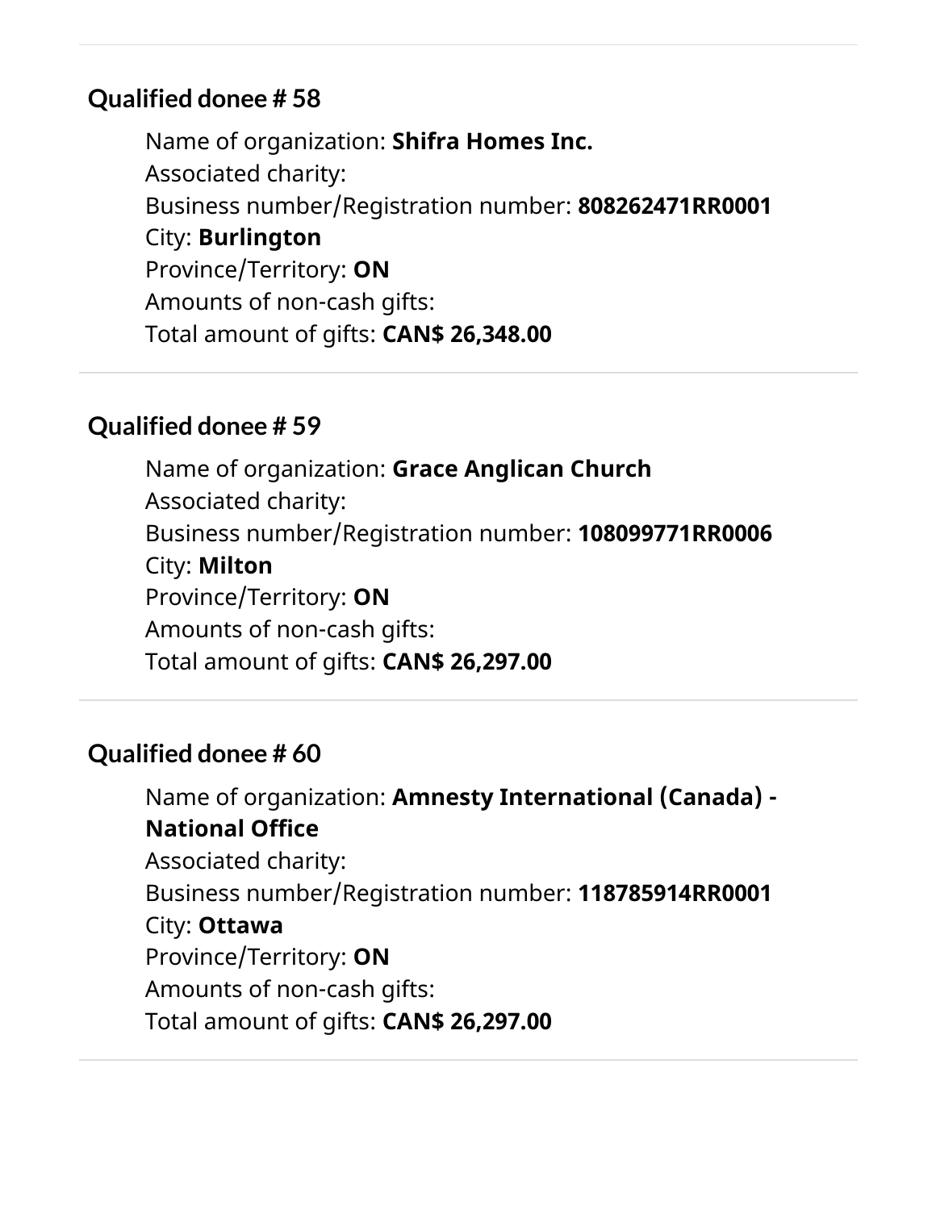### Qualified donee # 58

Name of organization: **Shifra Homes Inc.**
Associated charity:
Business number/Registration number: **808262471RR0001**
City: **Burlington**
Province/Territory: **ON**
Amounts of non-cash gifts:
Total amount of gifts: **CAN$ 26,348.00**

### Qualified donee # 59

Name of organization: **Grace Anglican Church**
Associated charity:
Business number/Registration number: **108099771RR0006**
City: **Milton**
Province/Territory: **ON**
Amounts of non-cash gifts:
Total amount of gifts: **CAN$ 26,297.00**

### Qualified donee # 60

Name of organization: **Amnesty International (Canada) - National Office**
Associated charity:
Business number/Registration number: **118785914RR0001**
City: **Ottawa**
Province/Territory: **ON**
Amounts of non-cash gifts:
Total amount of gifts: **CAN$ 26,297.00**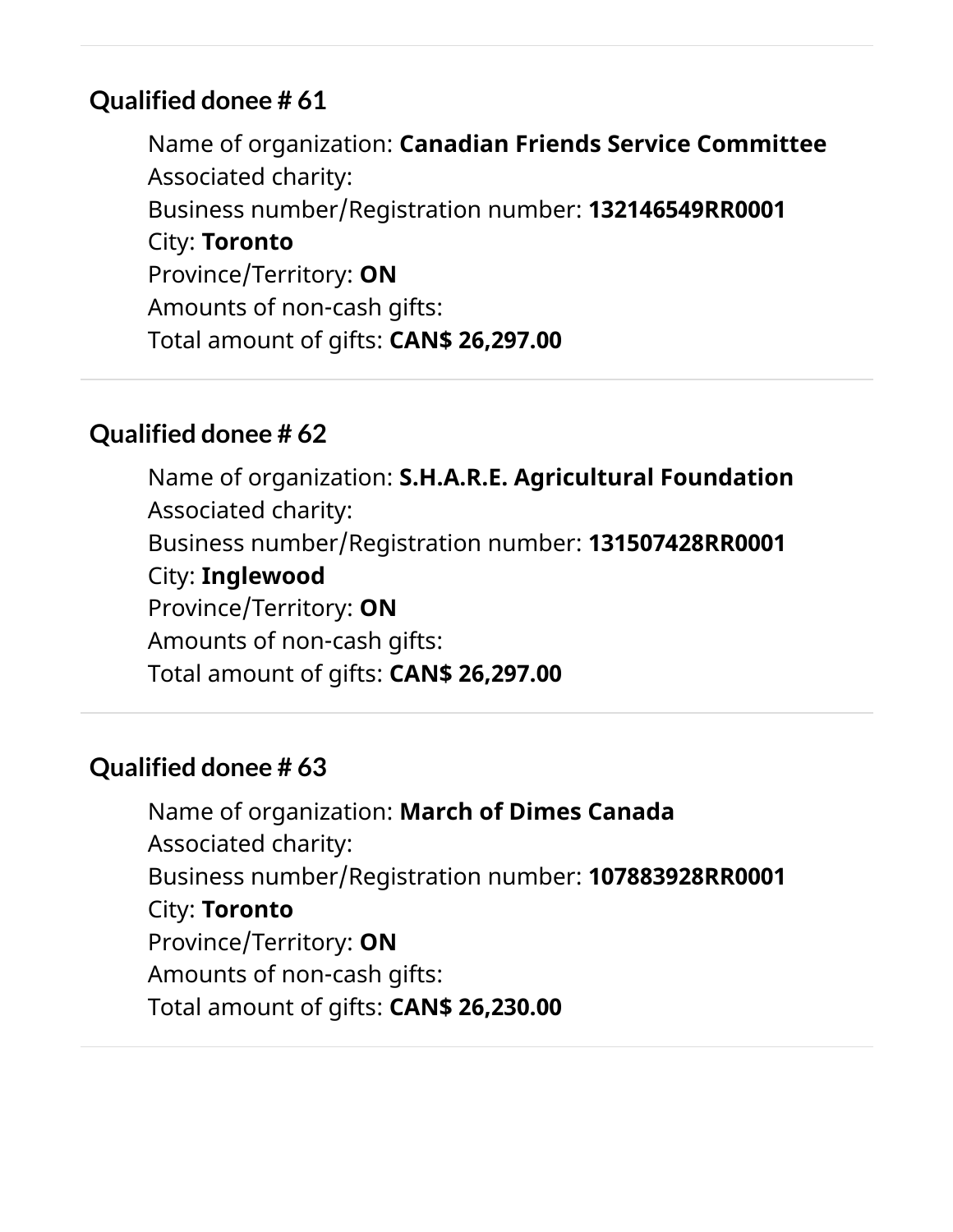### Qualified donee # 61

Name of organization: **Canadian Friends Service Committee**
Associated charity:
Business number/Registration number: **132146549RR0001**
City: **Toronto**
Province/Territory: **ON**
Amounts of non-cash gifts:
Total amount of gifts: **CAN$ 26,297.00**

---

### Qualified donee # 62

Name of organization: **S.H.A.R.E. Agricultural Foundation**
Associated charity:
Business number/Registration number: **131507428RR0001**
City: **Inglewood**
Province/Territory: **ON**
Amounts of non-cash gifts:
Total amount of gifts: **CAN$ 26,297.00**

---

### Qualified donee # 63

Name of organization: **March of Dimes Canada**
Associated charity:
Business number/Registration number: **107883928RR0001**
City: **Toronto**
Province/Territory: **ON**
Amounts of non-cash gifts:
Total amount of gifts: **CAN$ 26,230.00**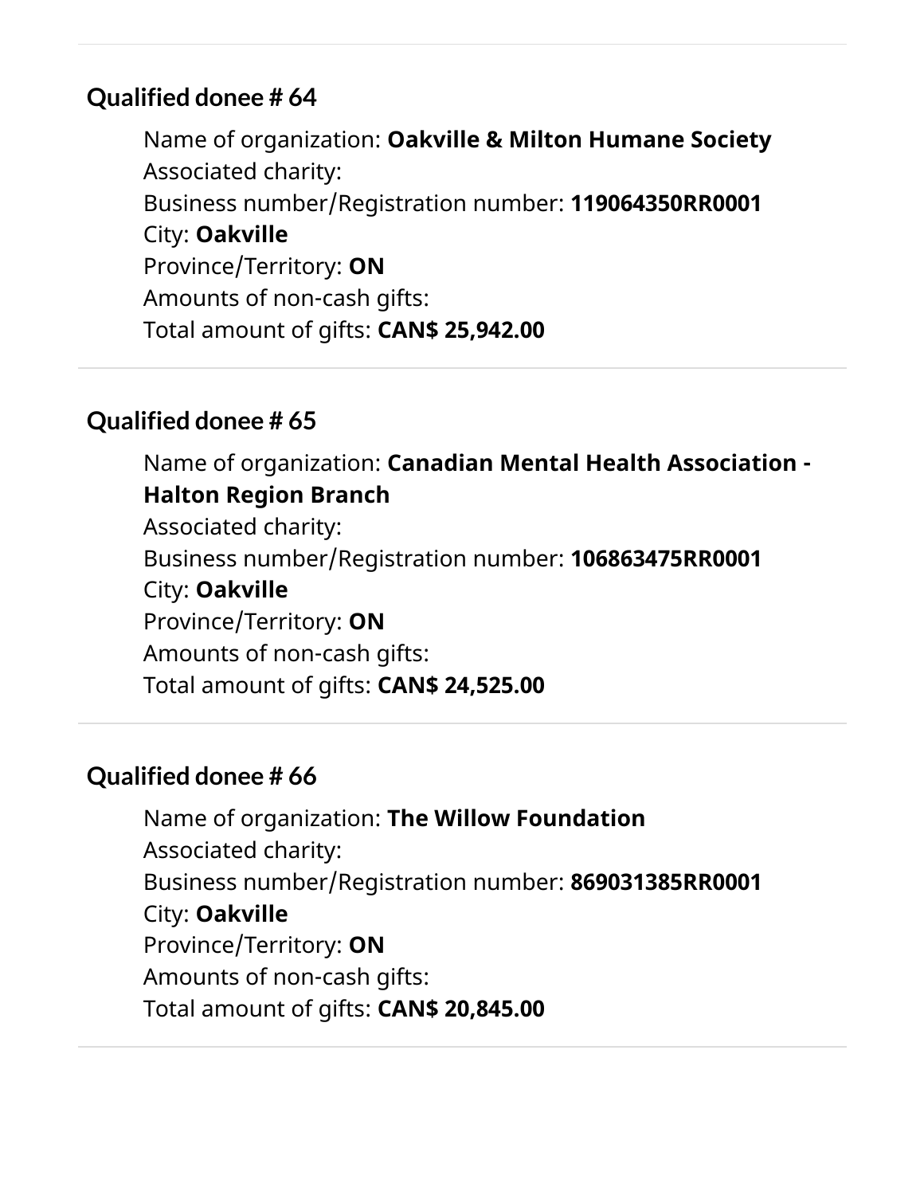## Qualified donee # 64

Name of organization: **Oakville & Milton Humane Society**
Associated charity:
Business number/Registration number: **119064350RR0001**
City: **Oakville**
Province/Territory: **ON**
Amounts of non-cash gifts:
Total amount of gifts: **CAN$ 25,942.00**

## Qualified donee # 65

Name of organization: **Canadian Mental Health Association - Halton Region Branch**
Associated charity:
Business number/Registration number: **106863475RR0001**
City: **Oakville**
Province/Territory: **ON**
Amounts of non-cash gifts:
Total amount of gifts: **CAN$ 24,525.00**

## Qualified donee # 66

Name of organization: **The Willow Foundation**
Associated charity:
Business number/Registration number: **869031385RR0001**
City: **Oakville**
Province/Territory: **ON**
Amounts of non-cash gifts:
Total amount of gifts: **CAN$ 20,845.00**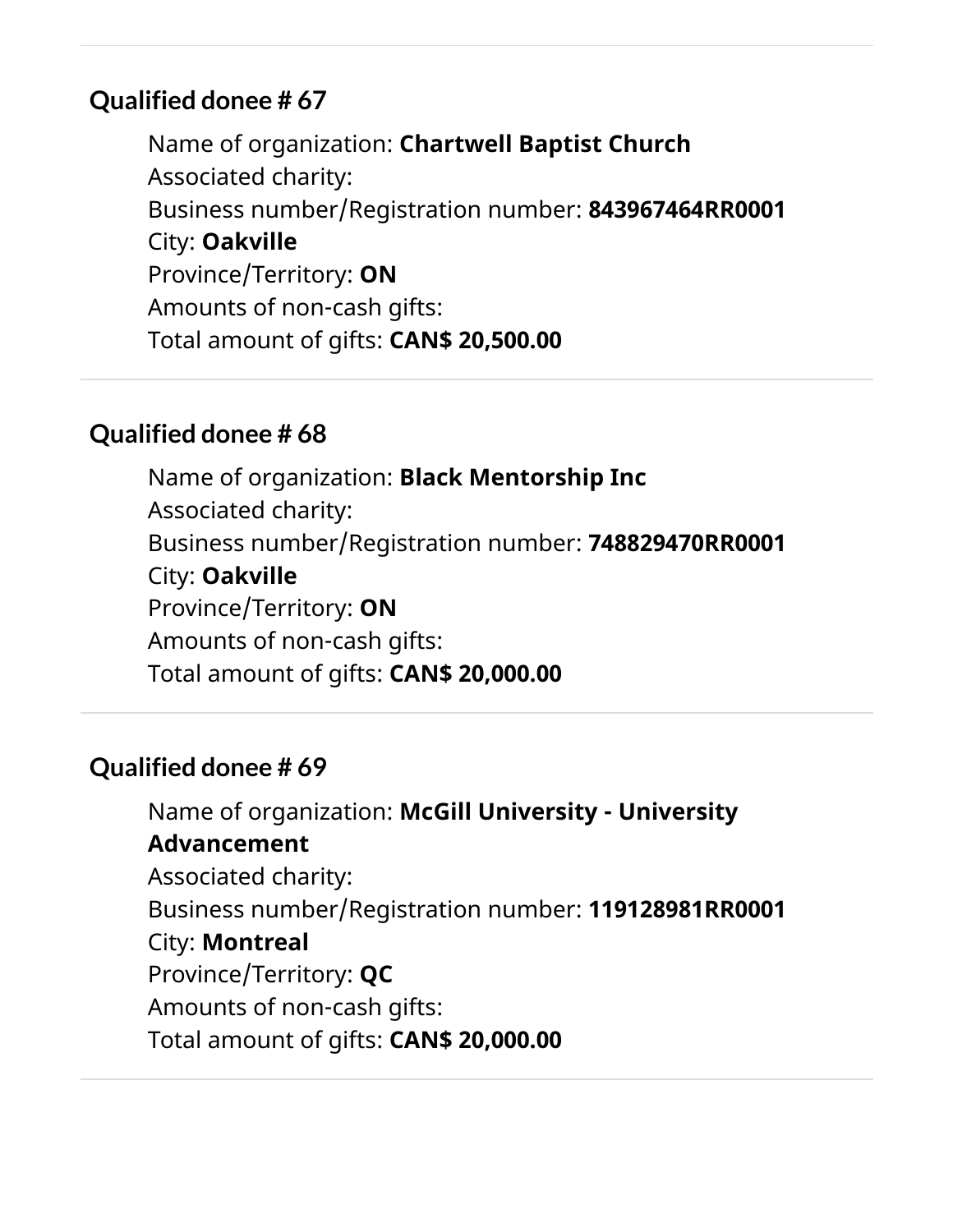## Qualified donee # 67

Name of organization: **Chartwell Baptist Church**
Associated charity:
Business number/Registration number: **843967464RR0001**
City: **Oakville**
Province/Territory: **ON**
Amounts of non-cash gifts:
Total amount of gifts: **CAN$ 20,500.00**

## Qualified donee # 68

Name of organization: **Black Mentorship Inc**
Associated charity:
Business number/Registration number: **748829470RR0001**
City: **Oakville**
Province/Territory: **ON**
Amounts of non-cash gifts:
Total amount of gifts: **CAN$ 20,000.00**

## Qualified donee # 69

Name of organization: **McGill University - University Advancement**
Associated charity:
Business number/Registration number: **119128981RR0001**
City: **Montreal**
Province/Territory: **QC**
Amounts of non-cash gifts:
Total amount of gifts: **CAN$ 20,000.00**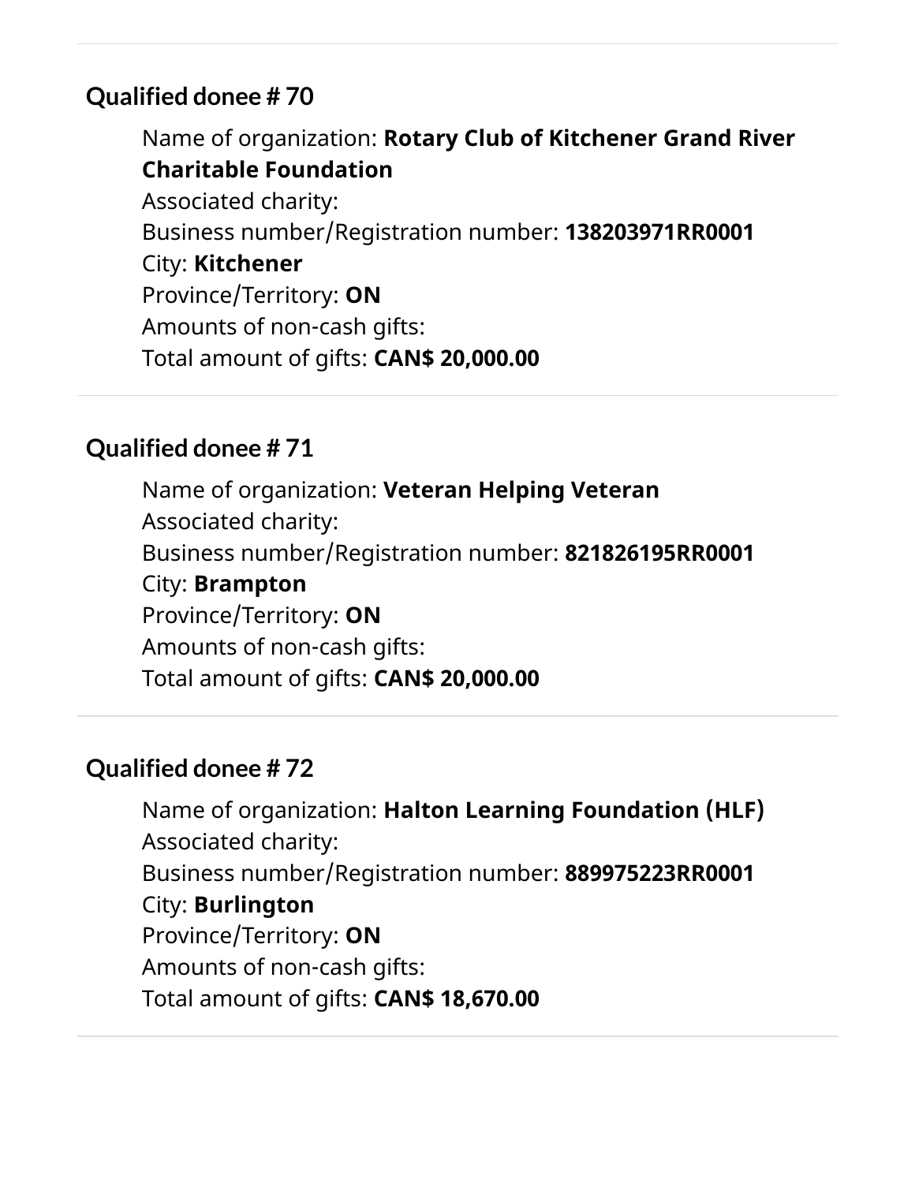## Qualified donee # 70

Name of organization: **Rotary Club of Kitchener Grand River Charitable Foundation**
Associated charity:
Business number/Registration number: **138203971RR0001**
City: **Kitchener**
Province/Territory: **ON**
Amounts of non-cash gifts:
Total amount of gifts: **CAN$ 20,000.00**

## Qualified donee # 71

Name of organization: **Veteran Helping Veteran**
Associated charity:
Business number/Registration number: **821826195RR0001**
City: **Brampton**
Province/Territory: **ON**
Amounts of non-cash gifts:
Total amount of gifts: **CAN$ 20,000.00**

## Qualified donee # 72

Name of organization: **Halton Learning Foundation (HLF)**
Associated charity:
Business number/Registration number: **889975223RR0001**
City: **Burlington**
Province/Territory: **ON**
Amounts of non-cash gifts:
Total amount of gifts: **CAN$ 18,670.00**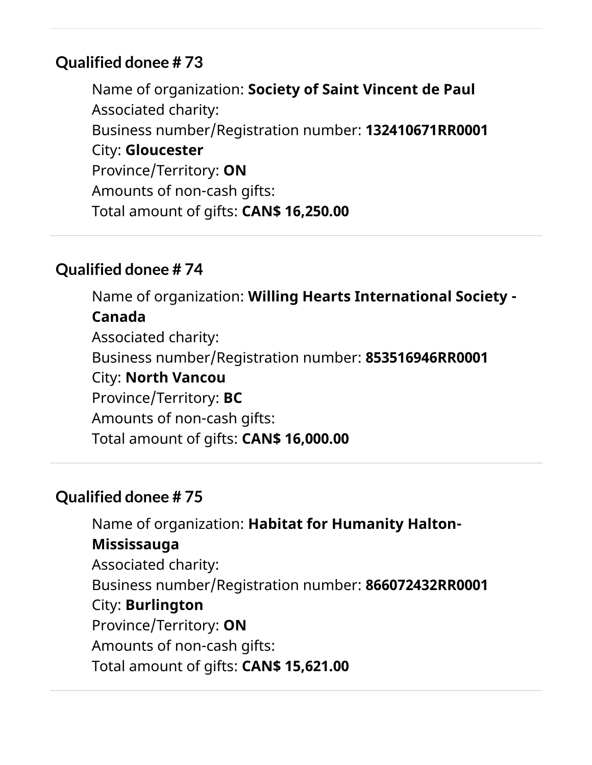## Qualified donee # 73

Name of organization: **Society of Saint Vincent de Paul**
Associated charity:
Business number/Registration number: **132410671RR0001**
City: **Gloucester**
Province/Territory: **ON**
Amounts of non-cash gifts:
Total amount of gifts: **CAN$ 16,250.00**

## Qualified donee # 74

Name of organization: **Willing Hearts International Society - Canada**
Associated charity:
Business number/Registration number: **853516946RR0001**
City: **North Vancou**
Province/Territory: **BC**
Amounts of non-cash gifts:
Total amount of gifts: **CAN$ 16,000.00**

## Qualified donee # 75

Name of organization: **Habitat for Humanity Halton-Mississauga**
Associated charity:
Business number/Registration number: **866072432RR0001**
City: **Burlington**
Province/Territory: **ON**
Amounts of non-cash gifts:
Total amount of gifts: **CAN$ 15,621.00**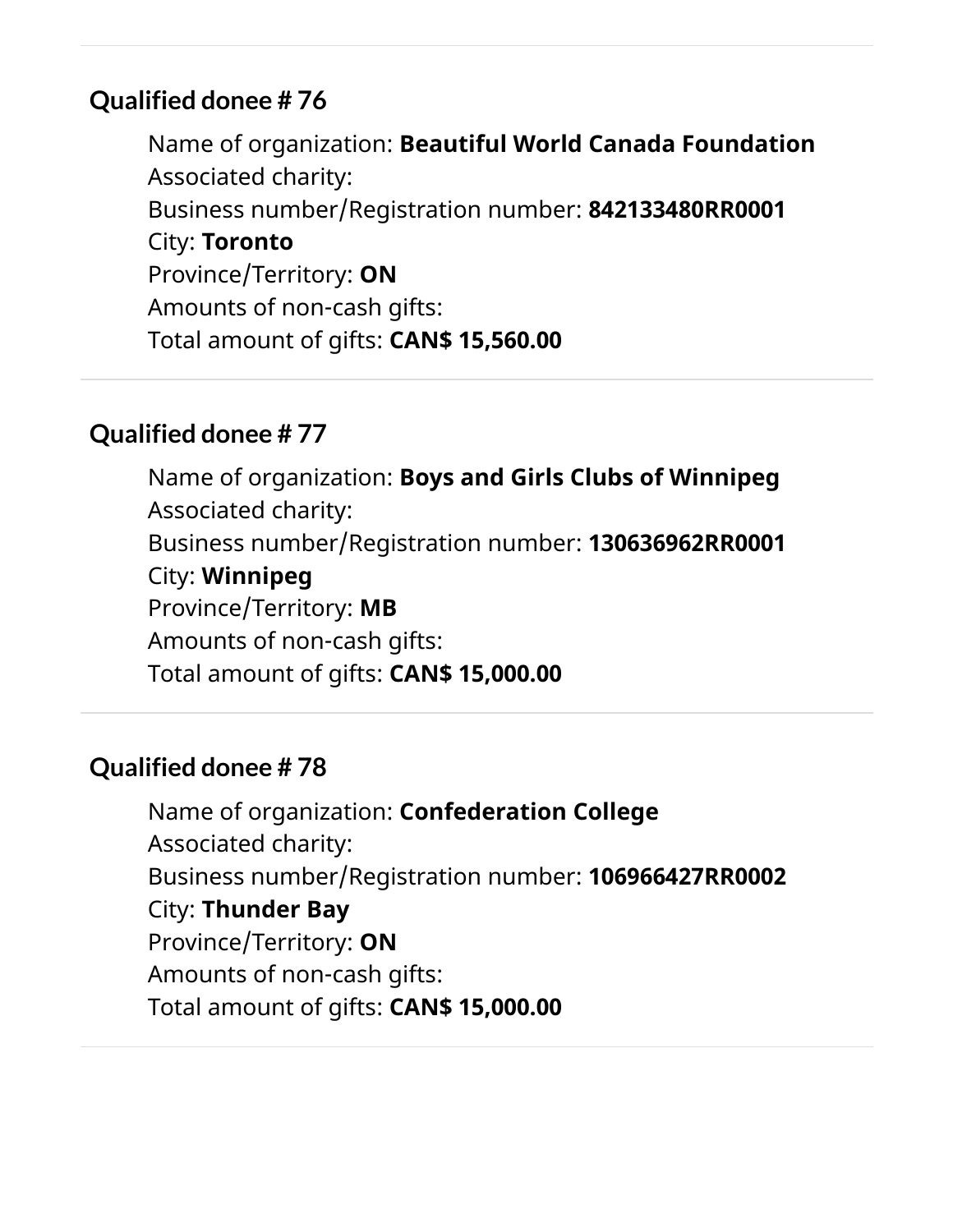### Qualified donee # 76

Name of organization: **Beautiful World Canada Foundation**
Associated charity:
Business number/Registration number: **842133480RR0001**
City: **Toronto**
Province/Territory: **ON**
Amounts of non-cash gifts:
Total amount of gifts: **CAN$ 15,560.00**

---

### Qualified donee # 77

Name of organization: **Boys and Girls Clubs of Winnipeg**
Associated charity:
Business number/Registration number: **130636962RR0001**
City: **Winnipeg**
Province/Territory: **MB**
Amounts of non-cash gifts:
Total amount of gifts: **CAN$ 15,000.00**

---

### Qualified donee # 78

Name of organization: **Confederation College**
Associated charity:
Business number/Registration number: **106966427RR0002**
City: **Thunder Bay**
Province/Territory: **ON**
Amounts of non-cash gifts:
Total amount of gifts: **CAN$ 15,000.00**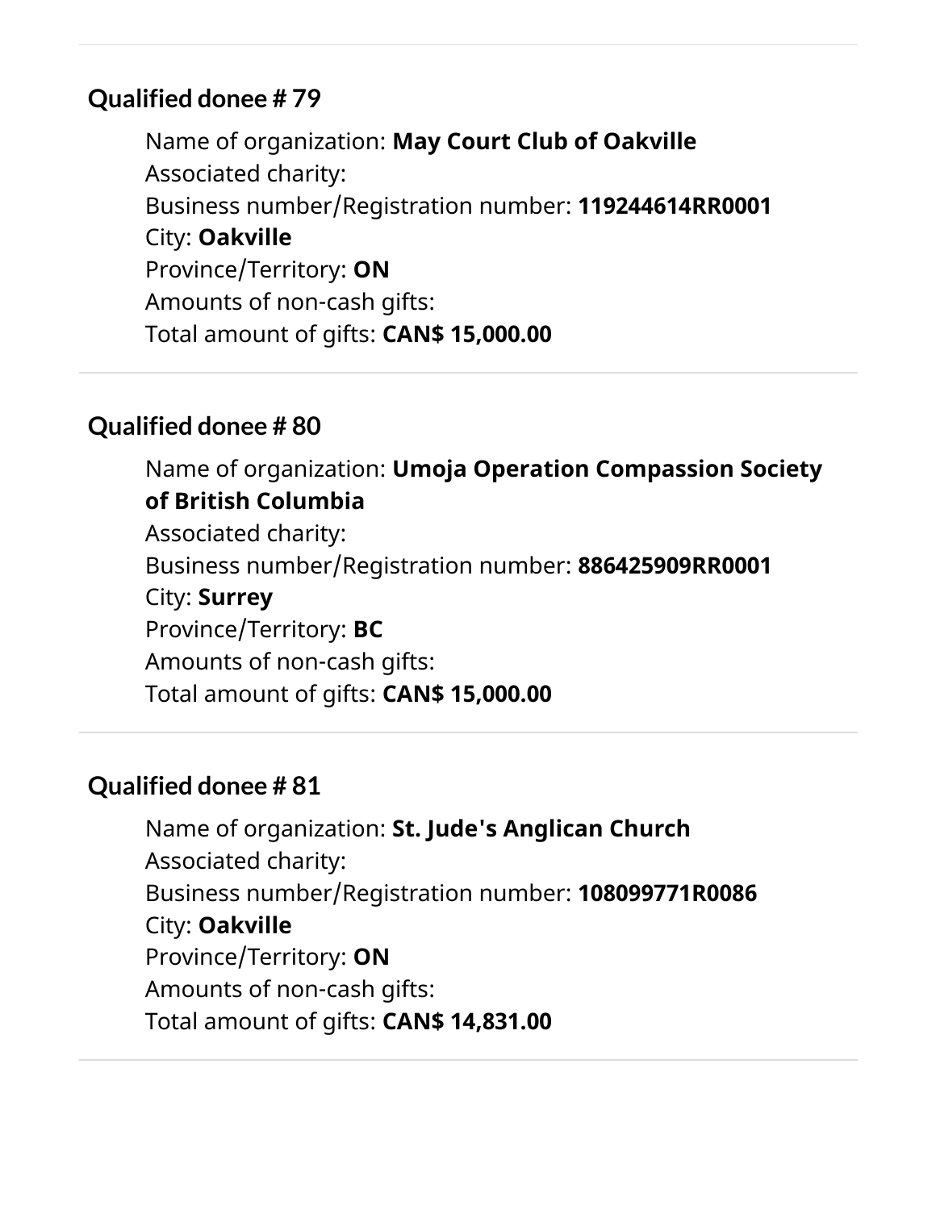## Qualified donee # 79

Name of organization: **May Court Club of Oakville**
Associated charity:
Business number/Registration number: **119244614RR0001**
City: **Oakville**
Province/Territory: **ON**
Amounts of non-cash gifts:
Total amount of gifts: **CAN$ 15,000.00**

## Qualified donee # 80

Name of organization: **Umoja Operation Compassion Society of British Columbia**
Associated charity:
Business number/Registration number: **886425909RR0001**
City: **Surrey**
Province/Territory: **BC**
Amounts of non-cash gifts:
Total amount of gifts: **CAN$ 15,000.00**

## Qualified donee # 81

Name of organization: **St. Jude's Anglican Church**
Associated charity:
Business number/Registration number: **108099771R0086**
City: **Oakville**
Province/Territory: **ON**
Amounts of non-cash gifts:
Total amount of gifts: **CAN$ 14,831.00**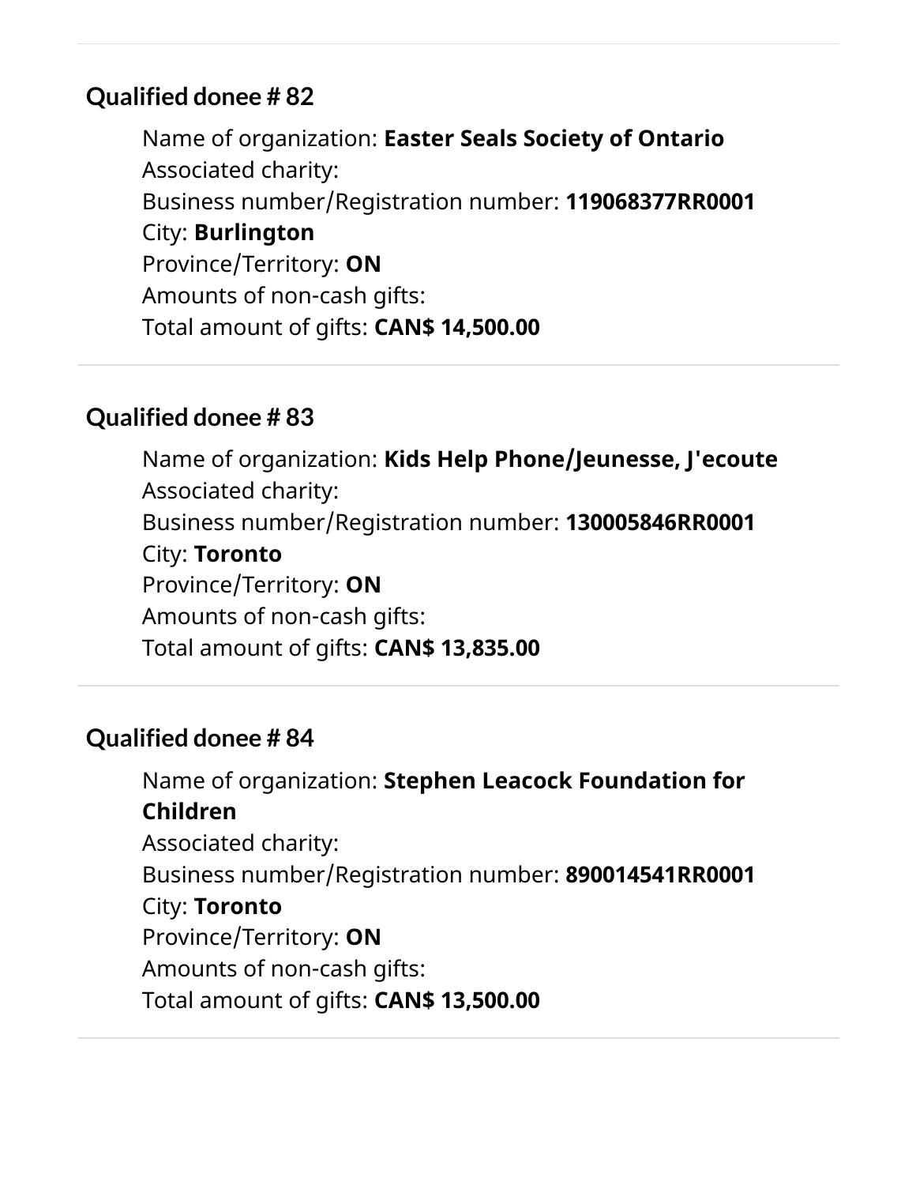### Qualified donee # 82

Name of organization: **Easter Seals Society of Ontario**
Associated charity:
Business number/Registration number: **119068377RR0001**
City: **Burlington**
Province/Territory: **ON**
Amounts of non-cash gifts:
Total amount of gifts: **CAN$ 14,500.00**

### Qualified donee # 83

Name of organization: **Kids Help Phone/Jeunesse, J'ecoute**
Associated charity:
Business number/Registration number: **130005846RR0001**
City: **Toronto**
Province/Territory: **ON**
Amounts of non-cash gifts:
Total amount of gifts: **CAN$ 13,835.00**

### Qualified donee # 84

Name of organization: **Stephen Leacock Foundation for Children**
Associated charity:
Business number/Registration number: **890014541RR0001**
City: **Toronto**
Province/Territory: **ON**
Amounts of non-cash gifts:
Total amount of gifts: **CAN$ 13,500.00**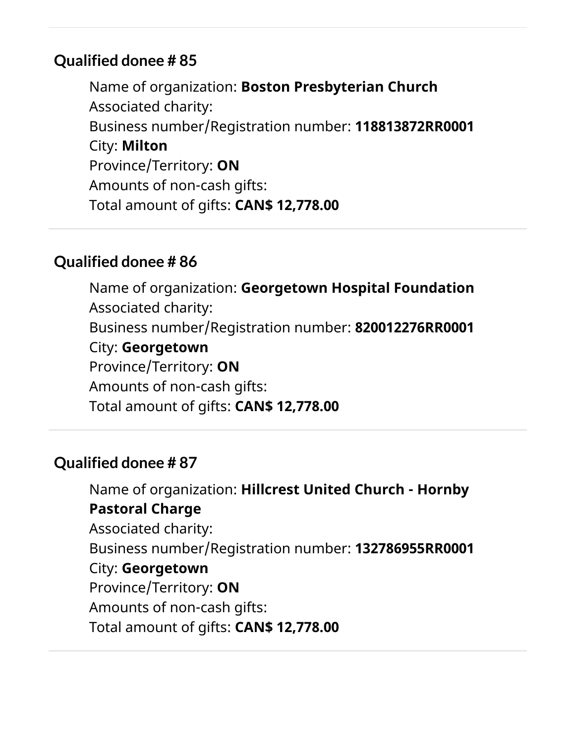## Qualified donee # 85

Name of organization: **Boston Presbyterian Church**
Associated charity:
Business number/Registration number: **118813872RR0001**
City: **Milton**
Province/Territory: **ON**
Amounts of non-cash gifts:
Total amount of gifts: **CAN$ 12,778.00**

---

## Qualified donee # 86

Name of organization: **Georgetown Hospital Foundation**
Associated charity:
Business number/Registration number: **820012276RR0001**
City: **Georgetown**
Province/Territory: **ON**
Amounts of non-cash gifts:
Total amount of gifts: **CAN$ 12,778.00**

---

## Qualified donee # 87

Name of organization: **Hillcrest United Church - Hornby Pastoral Charge**
Associated charity:
Business number/Registration number: **132786955RR0001**
City: **Georgetown**
Province/Territory: **ON**
Amounts of non-cash gifts:
Total amount of gifts: **CAN$ 12,778.00**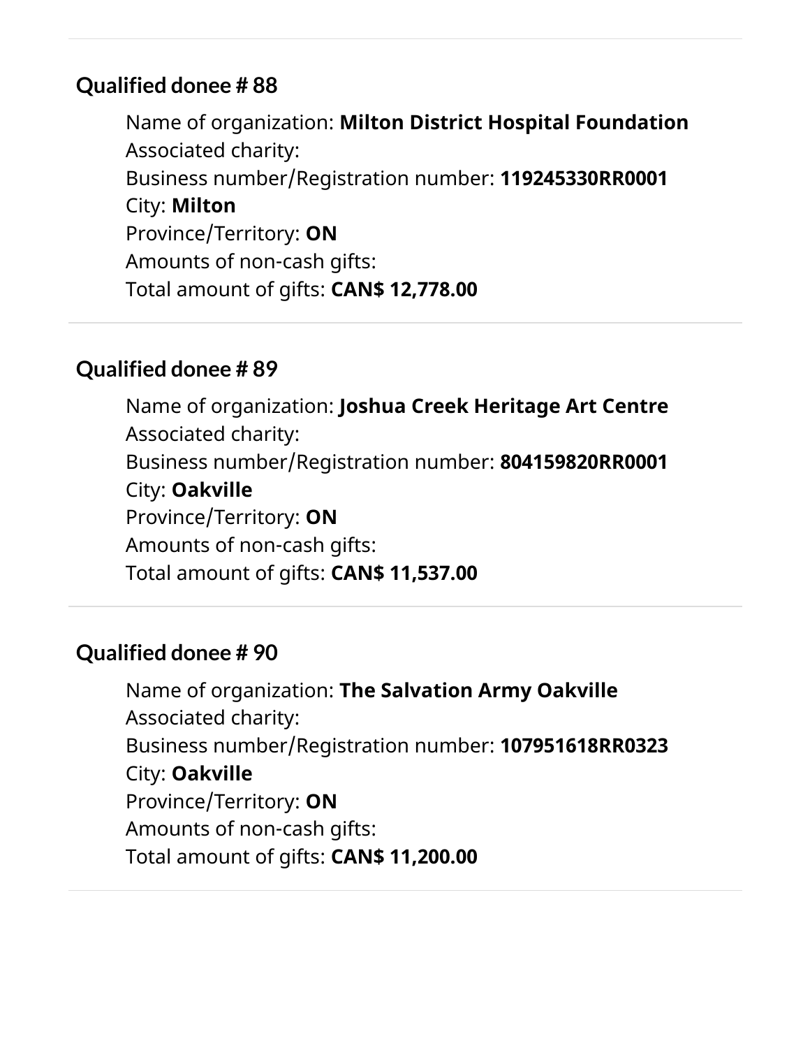### Qualified donee # 88

Name of organization: **Milton District Hospital Foundation**
Associated charity:
Business number/Registration number: **119245330RR0001**
City: **Milton**
Province/Territory: **ON**
Amounts of non-cash gifts:
Total amount of gifts: **CAN$ 12,778.00**

### Qualified donee # 89

Name of organization: **Joshua Creek Heritage Art Centre**
Associated charity:
Business number/Registration number: **804159820RR0001**
City: **Oakville**
Province/Territory: **ON**
Amounts of non-cash gifts:
Total amount of gifts: **CAN$ 11,537.00**

### Qualified donee # 90

Name of organization: **The Salvation Army Oakville**
Associated charity:
Business number/Registration number: **107951618RR0323**
City: **Oakville**
Province/Territory: **ON**
Amounts of non-cash gifts:
Total amount of gifts: **CAN$ 11,200.00**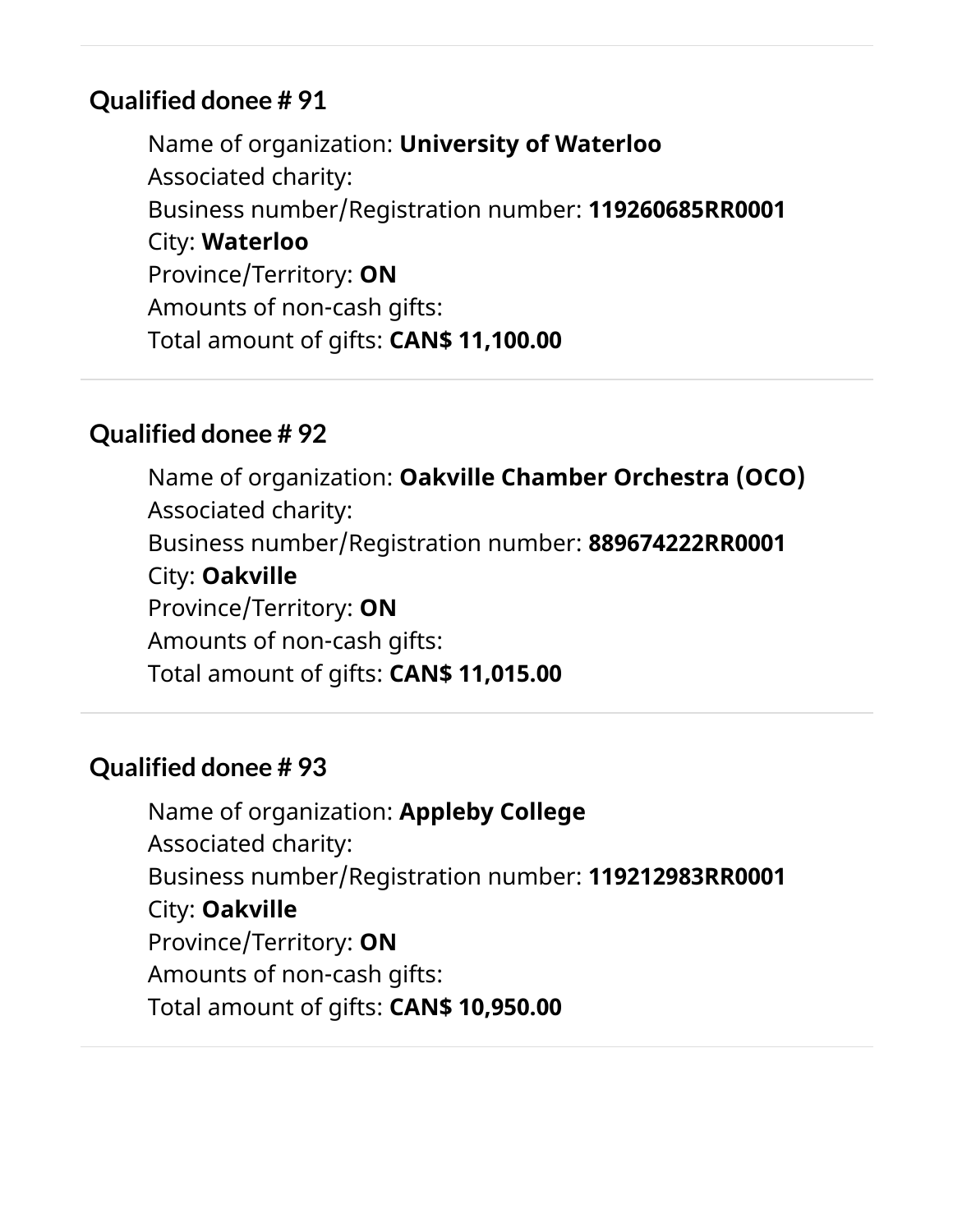## Qualified donee # 91

Name of organization: **University of Waterloo**
Associated charity:
Business number/Registration number: **119260685RR0001**
City: **Waterloo**
Province/Territory: **ON**
Amounts of non-cash gifts:
Total amount of gifts: **CAN$ 11,100.00**

---

## Qualified donee # 92

Name of organization: **Oakville Chamber Orchestra (OCO)**
Associated charity:
Business number/Registration number: **889674222RR0001**
City: **Oakville**
Province/Territory: **ON**
Amounts of non-cash gifts:
Total amount of gifts: **CAN$ 11,015.00**

---

## Qualified donee # 93

Name of organization: **Appleby College**
Associated charity:
Business number/Registration number: **119212983RR0001**
City: **Oakville**
Province/Territory: **ON**
Amounts of non-cash gifts:
Total amount of gifts: **CAN$ 10,950.00**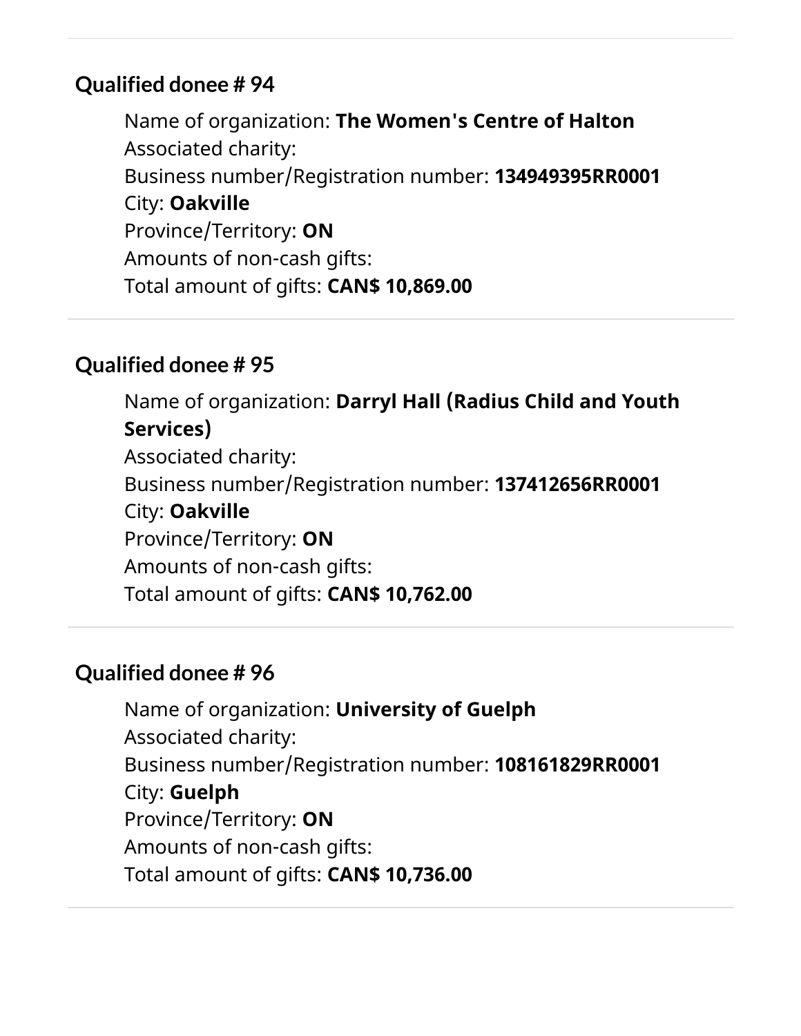## Qualified donee # 94

Name of organization: **The Women's Centre of Halton**
Associated charity:
Business number/Registration number: **134949395RR0001**
City: **Oakville**
Province/Territory: **ON**
Amounts of non-cash gifts:
Total amount of gifts: **CAN$ 10,869.00**

## Qualified donee # 95

Name of organization: **Darryl Hall (Radius Child and Youth Services)**
Associated charity:
Business number/Registration number: **137412656RR0001**
City: **Oakville**
Province/Territory: **ON**
Amounts of non-cash gifts:
Total amount of gifts: **CAN$ 10,762.00**

## Qualified donee # 96

Name of organization: **University of Guelph**
Associated charity:
Business number/Registration number: **108161829RR0001**
City: **Guelph**
Province/Territory: **ON**
Amounts of non-cash gifts:
Total amount of gifts: **CAN$ 10,736.00**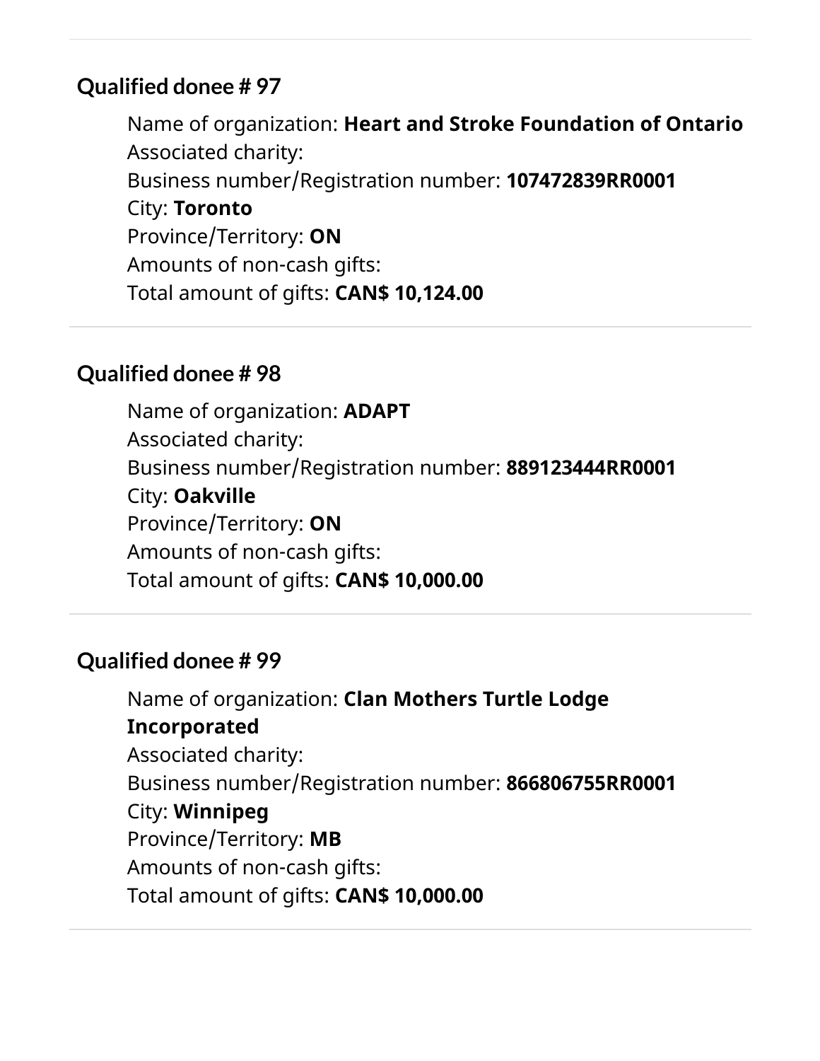### Qualified donee # 97

Name of organization: **Heart and Stroke Foundation of Ontario**
Associated charity:
Business number/Registration number: **107472839RR0001**
City: **Toronto**
Province/Territory: **ON**
Amounts of non-cash gifts:
Total amount of gifts: **CAN$ 10,124.00**

### Qualified donee # 98

Name of organization: **ADAPT**
Associated charity:
Business number/Registration number: **889123444RR0001**
City: **Oakville**
Province/Territory: **ON**
Amounts of non-cash gifts:
Total amount of gifts: **CAN$ 10,000.00**

### Qualified donee # 99

Name of organization: **Clan Mothers Turtle Lodge Incorporated**
Associated charity:
Business number/Registration number: **866806755RR0001**
City: **Winnipeg**
Province/Territory: **MB**
Amounts of non-cash gifts:
Total amount of gifts: **CAN$ 10,000.00**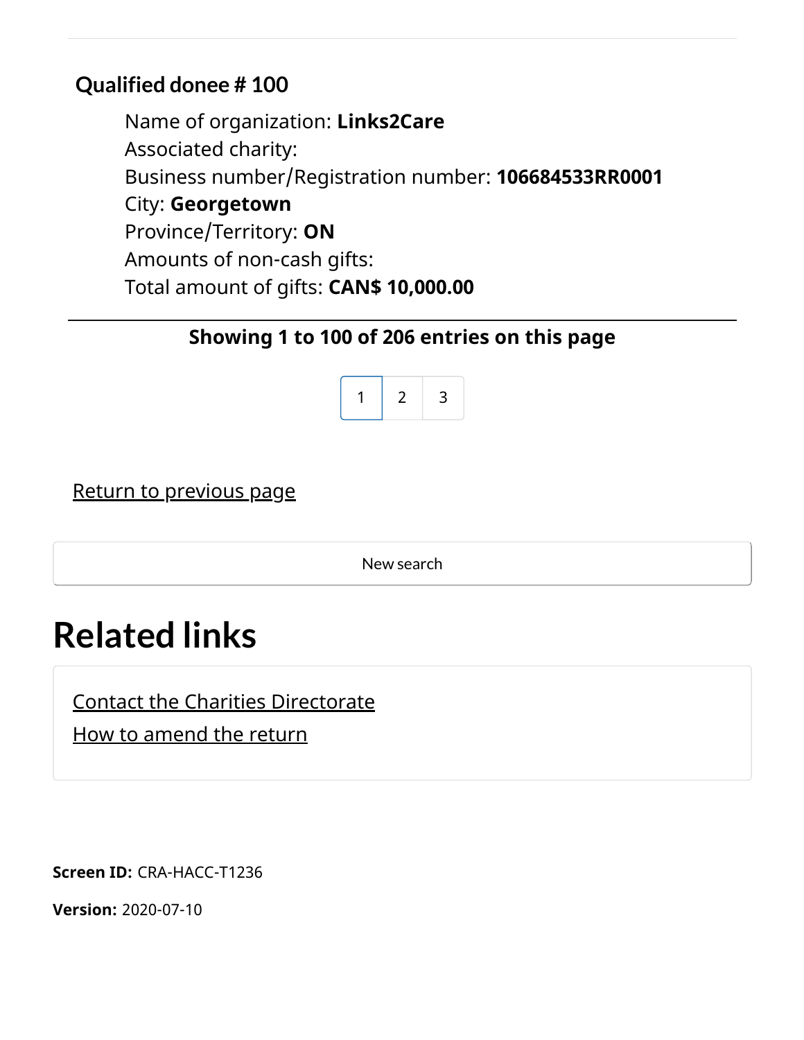### Qualified donee # 100

Name of organization: **Links2Care**
Associated charity:
Business number/Registration number: **106684533RR0001**
City: **Georgetown**
Province/Territory: **ON**
Amounts of non-cash gifts:
Total amount of gifts: **CAN$ 10,000.00**

---

**Showing 1 to 100 of 206 entries on this page**

1 2 3

Return to previous page

New search

# Related links

Contact the Charities Directorate

How to amend the return

**Screen ID:** CRA-HACC-T1236

**Version:** 2020-07-10